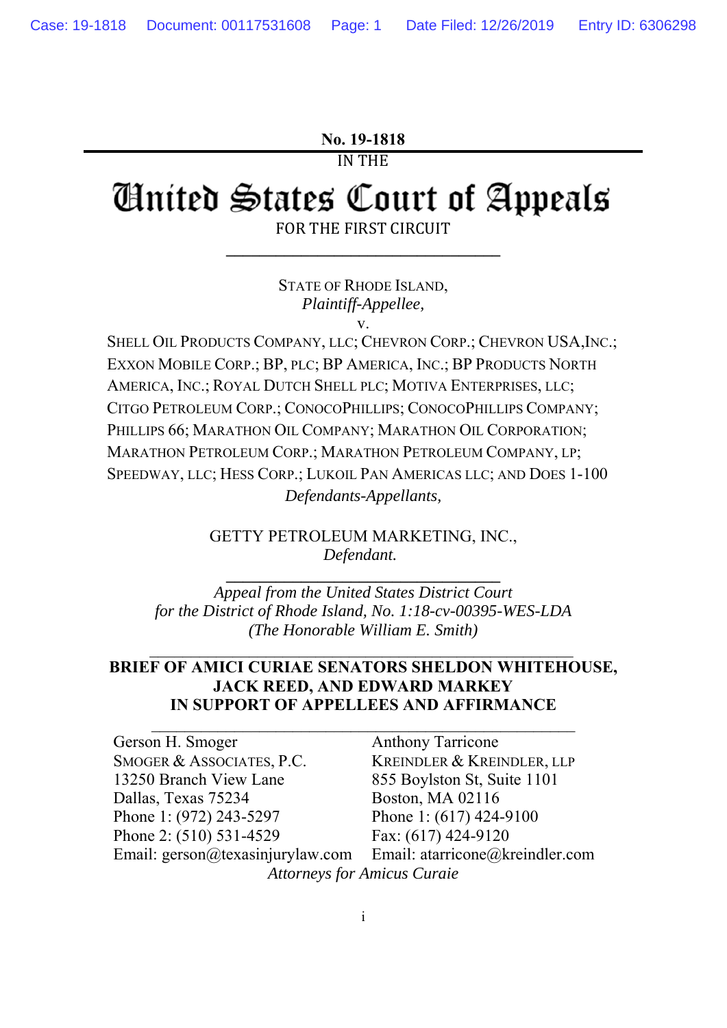No. 19-1818

IN THE

# United States Court of Appeals

FOR THE FIRST CIRCUIT

---

STATE OF RHODE ISLAND,
*Plaintiff-Appellee,*

v.

SHELL OIL PRODUCTS COMPANY, LLC; CHEVRON CORP.; CHEVRON USA,INC.; EXXON MOBILE CORP.; BP, PLC; BP AMERICA, INC.; BP PRODUCTS NORTH AMERICA, INC.; ROYAL DUTCH SHELL PLC; MOTIVA ENTERPRISES, LLC; CITGO PETROLEUM CORP.; CONOCOPHILLIPS; CONOCOPHILLIPS COMPANY; PHILLIPS 66; MARATHON OIL COMPANY; MARATHON OIL CORPORATION; MARATHON PETROLEUM CORP.; MARATHON PETROLEUM COMPANY, LP; SPEEDWAY, LLC; HESS CORP.; LUKOIL PAN AMERICAS LLC; AND DOES 1-100
*Defendants-Appellants,*

GETTY PETROLEUM MARKETING, INC.,
*Defendant.*

---

*Appeal from the United States District Court
for the District of Rhode Island, No. 1:18-cv-00395-WES-LDA
(The Honorable William E. Smith)*

---

**BRIEF OF AMICI CURIAE SENATORS SHELDON WHITEHOUSE, JACK REED, AND EDWARD MARKEY IN SUPPORT OF APPELLEES AND AFFIRMANCE**

---

Gerson H. Smoger
SMOGER & ASSOCIATES, P.C.
13250 Branch View Lane
Dallas, Texas 75234
Phone 1: (972) 243-5297
Phone 2: (510) 531-4529
Email: gerson@texasinjurylaw.com

Anthony Tarricone
KREINDLER & KREINDLER, LLP
855 Boylston St, Suite 1101
Boston, MA 02116
Phone 1: (617) 424-9100
Fax: (617) 424-9120
Email: atarricone@kreindler.com

*Attorneys for Amicus Curaie*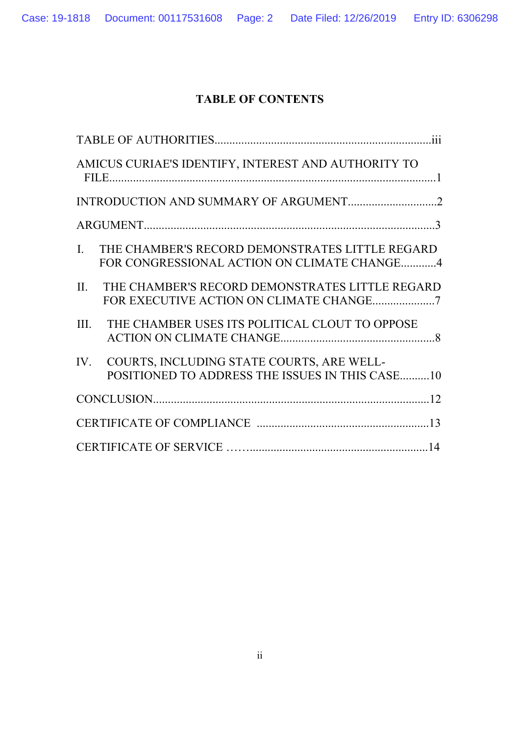## TABLE OF CONTENTS

TABLE OF AUTHORITIES.........................................................................iii

AMICUS CURIAE'S IDENTIFY, INTEREST AND AUTHORITY TO FILE.............................................................................................................1

INTRODUCTION AND SUMMARY OF ARGUMENT..............................2

ARGUMENT.................................................................................................3

I. THE CHAMBER'S RECORD DEMONSTRATES LITTLE REGARD FOR CONGRESSIONAL ACTION ON CLIMATE CHANGE............4

II. THE CHAMBER'S RECORD DEMONSTRATES LITTLE REGARD FOR EXECUTIVE ACTION ON CLIMATE CHANGE.....................7

III. THE CHAMBER USES ITS POLITICAL CLOUT TO OPPOSE ACTION ON CLIMATE CHANGE....................................................8

IV. COURTS, INCLUDING STATE COURTS, ARE WELL-POSITIONED TO ADDRESS THE ISSUES IN THIS CASE..........10

CONCLUSION.............................................................................................12

CERTIFICATE OF COMPLIANCE ..........................................................13

CERTIFICATE OF SERVICE ……..............................................................14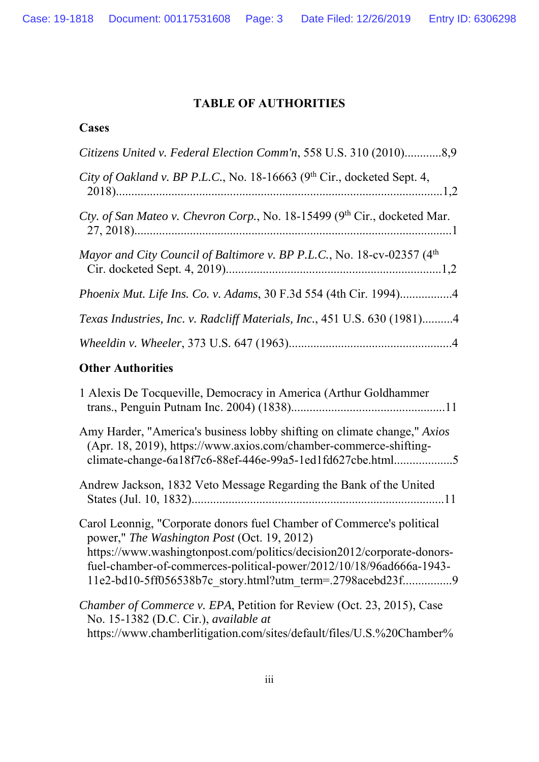**TABLE OF AUTHORITIES**

**Cases**

*Citizens United v. Federal Election Comm'n*, 558 U.S. 310 (2010)............8,9

*City of Oakland v. BP P.L.C.*, No. 18-16663 (9th Cir., docketed Sept. 4, 2018)..........................................................................................................1,2

*Cty. of San Mateo v. Chevron Corp.*, No. 18-15499 (9th Cir., docketed Mar. 27, 2018)..........................................................................................................1

*Mayor and City Council of Baltimore v. BP P.L.C.*, No. 18-cv-02357 (4th Cir. docketed Sept. 4, 2019)......................................................................1,2

*Phoenix Mut. Life Ins. Co. v. Adams*, 30 F.3d 554 (4th Cir. 1994).................4

*Texas Industries, Inc. v. Radcliff Materials, Inc.*, 451 U.S. 630 (1981)..........4

*Wheeldin v. Wheeler*, 373 U.S. 647 (1963)....................................................4

**Other Authorities**

1 Alexis De Tocqueville, Democracy in America (Arthur Goldhammer trans., Penguin Putnam Inc. 2004) (1838).................................................11

Amy Harder, "America's business lobby shifting on climate change," *Axios* (Apr. 18, 2019), https://www.axios.com/chamber-commerce-shifting-climate-change-6a18f7c6-88ef-446e-99a5-1ed1fd627cbe.html..................5

Andrew Jackson, 1832 Veto Message Regarding the Bank of the United States (Jul. 10, 1832)..................................................................................11

Carol Leonnig, "Corporate donors fuel Chamber of Commerce's political power," *The Washington Post* (Oct. 19, 2012) https://www.washingtonpost.com/politics/decision2012/corporate-donors-fuel-chamber-of-commerces-political-power/2012/10/18/96ad666a-1943-11e2-bd10-5ff056538b7c_story.html?utm_term=.2798acebd23f...............9

*Chamber of Commerce v. EPA*, Petition for Review (Oct. 23, 2015), Case No. 15-1382 (D.C. Cir.), *available at* https://www.chamberlitigation.com/sites/default/files/U.S.%20Chamber%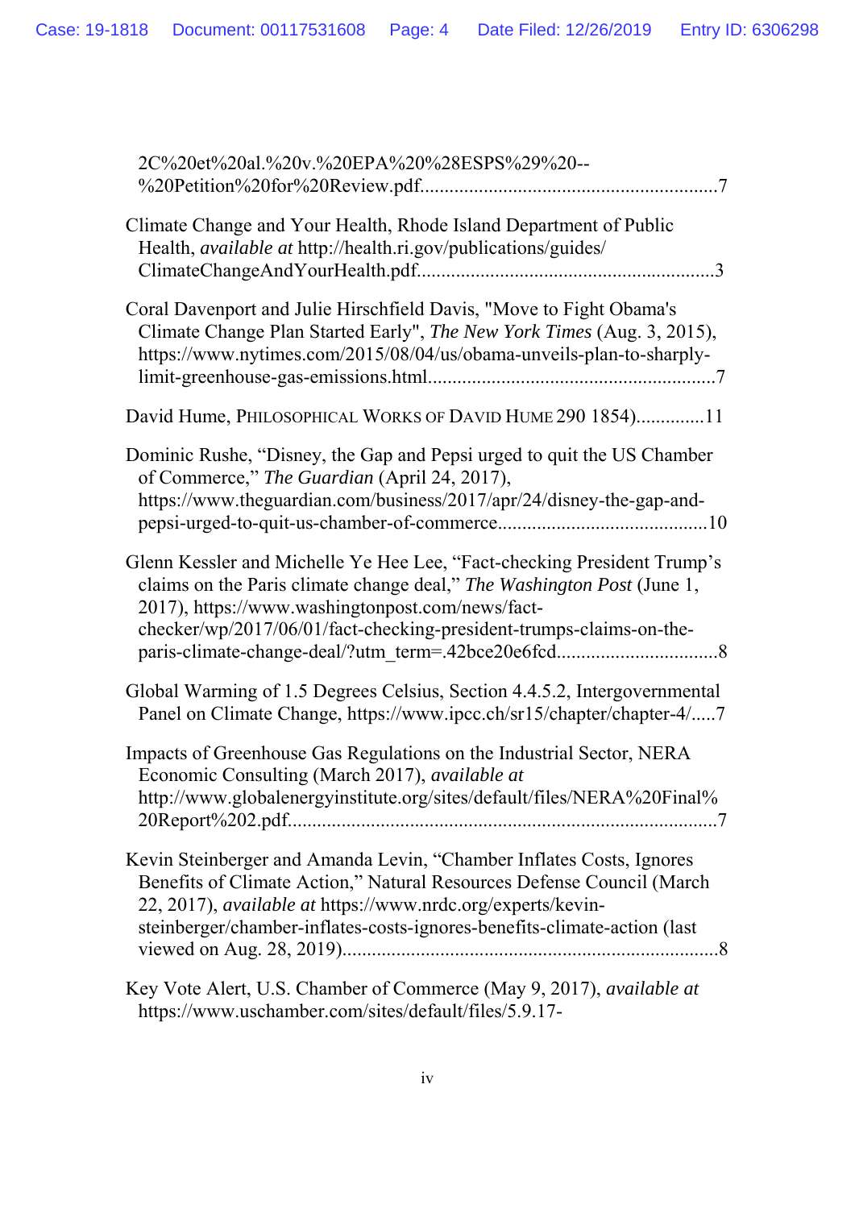2C%20et%20al.%20v.%20EPA%20%28ESPS%29%20--%20Petition%20for%20Review.pdf............................................................7

Climate Change and Your Health, Rhode Island Department of Public Health, *available at* http://health.ri.gov/publications/guides/ClimateChangeAndYourHealth.pdf............................................................3

Coral Davenport and Julie Hirschfield Davis, "Move to Fight Obama's Climate Change Plan Started Early", *The New York Times* (Aug. 3, 2015), https://www.nytimes.com/2015/08/04/us/obama-unveils-plan-to-sharply-limit-greenhouse-gas-emissions.html..........................................................7

David Hume, PHILOSOPHICAL WORKS OF DAVID HUME 290 1854).............11

Dominic Rushe, "Disney, the Gap and Pepsi urged to quit the US Chamber of Commerce," *The Guardian* (April 24, 2017), https://www.theguardian.com/business/2017/apr/24/disney-the-gap-and-pepsi-urged-to-quit-us-chamber-of-commerce..........................................10

Glenn Kessler and Michelle Ye Hee Lee, "Fact-checking President Trump's claims on the Paris climate change deal," *The Washington Post* (June 1, 2017), https://www.washingtonpost.com/news/fact-checker/wp/2017/06/01/fact-checking-president-trumps-claims-on-the-paris-climate-change-deal/?utm_term=.42bce20e6fcd................................8

Global Warming of 1.5 Degrees Celsius, Section 4.4.5.2, Intergovernmental Panel on Climate Change, https://www.ipcc.ch/sr15/chapter/chapter-4/.....7

Impacts of Greenhouse Gas Regulations on the Industrial Sector, NERA Economic Consulting (March 2017), *available at* http://www.globalenergyinstitute.org/sites/default/files/NERA%20Final%20Report%202.pdf.......................................................................................7

Kevin Steinberger and Amanda Levin, "Chamber Inflates Costs, Ignores Benefits of Climate Action," Natural Resources Defense Council (March 22, 2017), *available at* https://www.nrdc.org/experts/kevin-steinberger/chamber-inflates-costs-ignores-benefits-climate-action (last viewed on Aug. 28, 2019)............................................................................8

Key Vote Alert, U.S. Chamber of Commerce (May 9, 2017), *available at* https://www.uschamber.com/sites/default/files/5.9.17-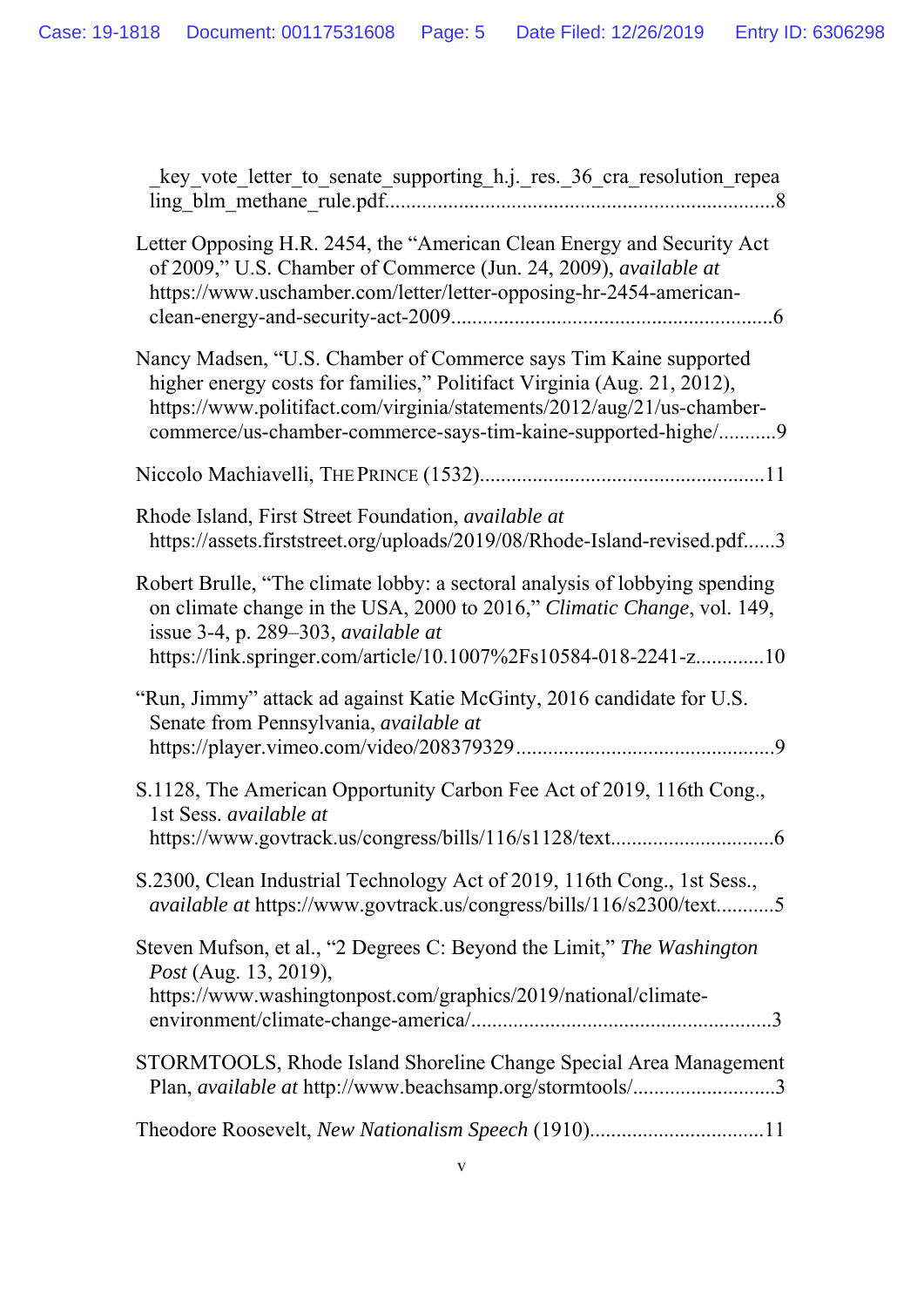_key_vote_letter_to_senate_supporting_h.j._res._36_cra_resolution_repealing_blm_methane_rule.pdf.........................................................................8

Letter Opposing H.R. 2454, the "American Clean Energy and Security Act of 2009," U.S. Chamber of Commerce (Jun. 24, 2009), *available at* https://www.uschamber.com/letter/letter-opposing-hr-2454-american-clean-energy-and-security-act-2009............................................................6

Nancy Madsen, "U.S. Chamber of Commerce says Tim Kaine supported higher energy costs for families," Politifact Virginia (Aug. 21, 2012), https://www.politifact.com/virginia/statements/2012/aug/21/us-chamber-commerce/us-chamber-commerce-says-tim-kaine-supported-highe/...........9

Niccolo Machiavelli, THE PRINCE (1532)......................................................11

Rhode Island, First Street Foundation, *available at* https://assets.firststreet.org/uploads/2019/08/Rhode-Island-revised.pdf......3

Robert Brulle, "The climate lobby: a sectoral analysis of lobbying spending on climate change in the USA, 2000 to 2016," *Climatic Change*, vol. 149, issue 3-4, p. 289–303, *available at* https://link.springer.com/article/10.1007%2Fs10584-018-2241-z.............10

"Run, Jimmy" attack ad against Katie McGinty, 2016 candidate for U.S. Senate from Pennsylvania, *available at* https://player.vimeo.com/video/208379329.................................................9

S.1128, The American Opportunity Carbon Fee Act of 2019, 116th Cong., 1st Sess. *available at* https://www.govtrack.us/congress/bills/116/s1128/text..............................6

S.2300, Clean Industrial Technology Act of 2019, 116th Cong., 1st Sess., *available at* https://www.govtrack.us/congress/bills/116/s2300/text...........5

Steven Mufson, et al., "2 Degrees C: Beyond the Limit," *The Washington Post* (Aug. 13, 2019), https://www.washingtonpost.com/graphics/2019/national/climate-environment/climate-change-america/.........................................................3

STORMTOOLS, Rhode Island Shoreline Change Special Area Management Plan, *available at* http://www.beachsamp.org/stormtools/...........................3

Theodore Roosevelt, *New Nationalism Speech* (1910).................................11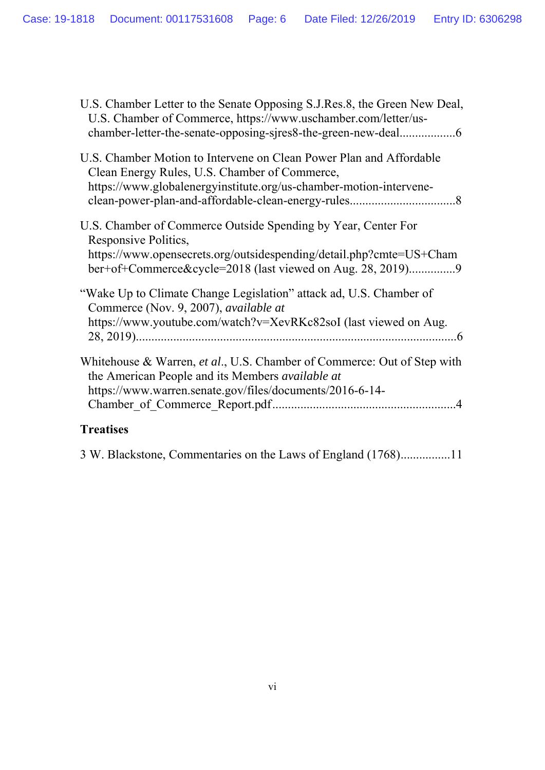U.S. Chamber Letter to the Senate Opposing S.J.Res.8, the Green New Deal, U.S. Chamber of Commerce, https://www.uschamber.com/letter/us-chamber-letter-the-senate-opposing-sjres8-the-green-new-deal..................6

U.S. Chamber Motion to Intervene on Clean Power Plan and Affordable Clean Energy Rules, U.S. Chamber of Commerce, https://www.globalenergyinstitute.org/us-chamber-motion-intervene-clean-power-plan-and-affordable-clean-energy-rules.................................8

U.S. Chamber of Commerce Outside Spending by Year, Center For Responsive Politics, https://www.opensecrets.org/outsidespending/detail.php?cmte=US+Chamber+of+Commerce&cycle=2018 (last viewed on Aug. 28, 2019)...............9

"Wake Up to Climate Change Legislation" attack ad, U.S. Chamber of Commerce (Nov. 9, 2007), *available at* https://www.youtube.com/watch?v=XevRKc82soI (last viewed on Aug. 28, 2019).......................................................................................................6

Whitehouse & Warren, *et al*., U.S. Chamber of Commerce: Out of Step with the American People and its Members *available at* https://www.warren.senate.gov/files/documents/2016-6-14-Chamber_of_Commerce_Report.pdf..........................................................4

**Treatises**

3 W. Blackstone, Commentaries on the Laws of England (1768)................11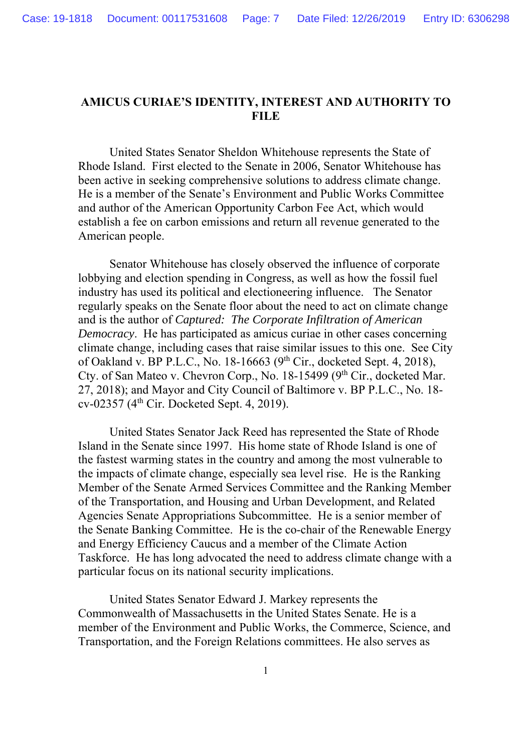## AMICUS CURIAE'S IDENTITY, INTEREST AND AUTHORITY TO FILE

United States Senator Sheldon Whitehouse represents the State of Rhode Island. First elected to the Senate in 2006, Senator Whitehouse has been active in seeking comprehensive solutions to address climate change. He is a member of the Senate's Environment and Public Works Committee and author of the American Opportunity Carbon Fee Act, which would establish a fee on carbon emissions and return all revenue generated to the American people.

Senator Whitehouse has closely observed the influence of corporate lobbying and election spending in Congress, as well as how the fossil fuel industry has used its political and electioneering influence. The Senator regularly speaks on the Senate floor about the need to act on climate change and is the author of *Captured: The Corporate Infiltration of American Democracy*. He has participated as amicus curiae in other cases concerning climate change, including cases that raise similar issues to this one. See City of Oakland v. BP P.L.C., No. 18-16663 (9th Cir., docketed Sept. 4, 2018), Cty. of San Mateo v. Chevron Corp., No. 18-15499 (9th Cir., docketed Mar. 27, 2018); and Mayor and City Council of Baltimore v. BP P.L.C., No. 18-cv-02357 (4th Cir. Docketed Sept. 4, 2019).

United States Senator Jack Reed has represented the State of Rhode Island in the Senate since 1997. His home state of Rhode Island is one of the fastest warming states in the country and among the most vulnerable to the impacts of climate change, especially sea level rise. He is the Ranking Member of the Senate Armed Services Committee and the Ranking Member of the Transportation, and Housing and Urban Development, and Related Agencies Senate Appropriations Subcommittee. He is a senior member of the Senate Banking Committee. He is the co-chair of the Renewable Energy and Energy Efficiency Caucus and a member of the Climate Action Taskforce. He has long advocated the need to address climate change with a particular focus on its national security implications.

United States Senator Edward J. Markey represents the Commonwealth of Massachusetts in the United States Senate. He is a member of the Environment and Public Works, the Commerce, Science, and Transportation, and the Foreign Relations committees. He also serves as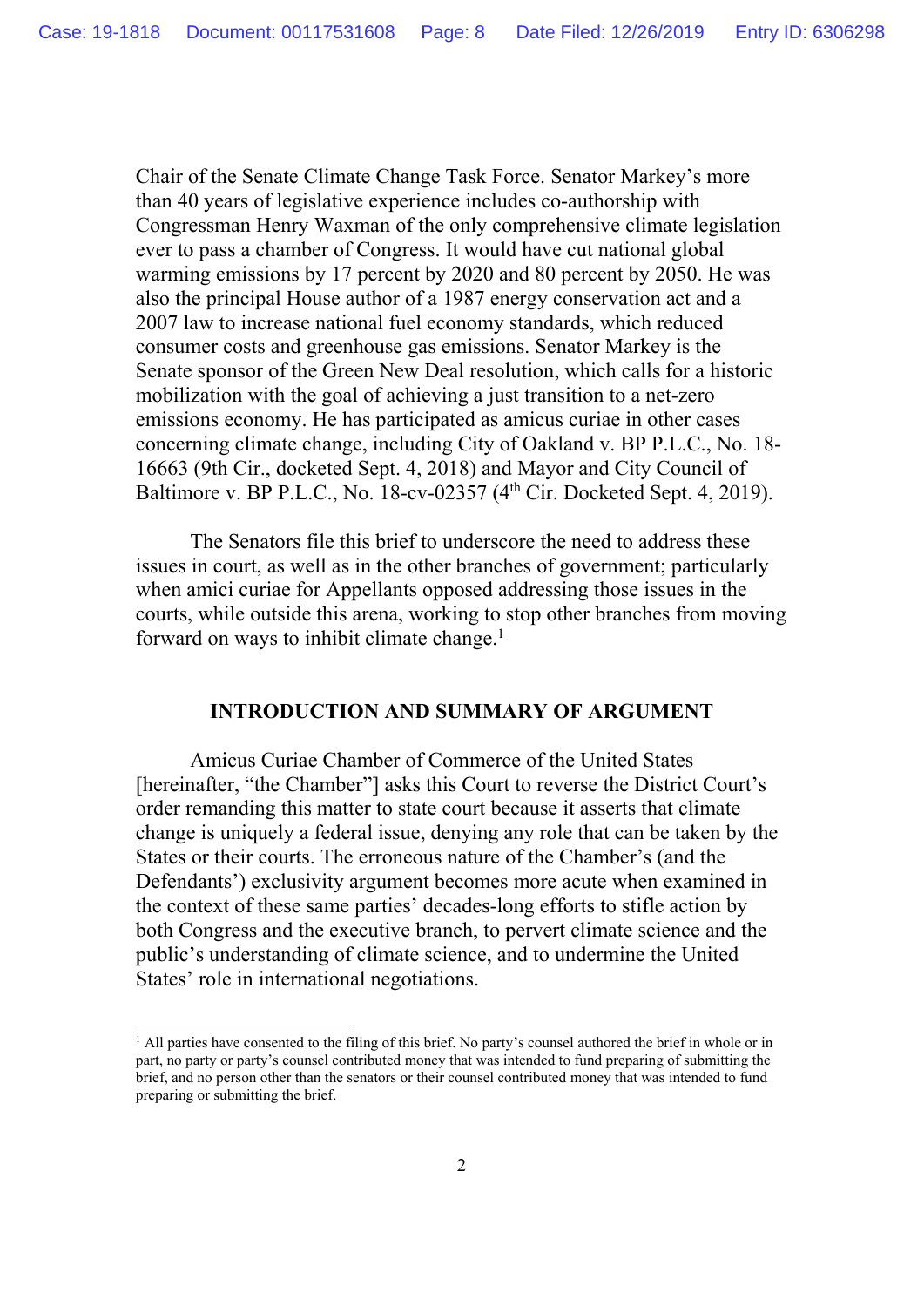Chair of the Senate Climate Change Task Force. Senator Markey's more than 40 years of legislative experience includes co-authorship with Congressman Henry Waxman of the only comprehensive climate legislation ever to pass a chamber of Congress. It would have cut national global warming emissions by 17 percent by 2020 and 80 percent by 2050. He was also the principal House author of a 1987 energy conservation act and a 2007 law to increase national fuel economy standards, which reduced consumer costs and greenhouse gas emissions. Senator Markey is the Senate sponsor of the Green New Deal resolution, which calls for a historic mobilization with the goal of achieving a just transition to a net-zero emissions economy. He has participated as amicus curiae in other cases concerning climate change, including City of Oakland v. BP P.L.C., No. 18-16663 (9th Cir., docketed Sept. 4, 2018) and Mayor and City Council of Baltimore v. BP P.L.C., No. 18-cv-02357 (4th Cir. Docketed Sept. 4, 2019).

The Senators file this brief to underscore the need to address these issues in court, as well as in the other branches of government; particularly when amici curiae for Appellants opposed addressing those issues in the courts, while outside this arena, working to stop other branches from moving forward on ways to inhibit climate change.[1]

## INTRODUCTION AND SUMMARY OF ARGUMENT

Amicus Curiae Chamber of Commerce of the United States [hereinafter, "the Chamber"] asks this Court to reverse the District Court's order remanding this matter to state court because it asserts that climate change is uniquely a federal issue, denying any role that can be taken by the States or their courts. The erroneous nature of the Chamber's (and the Defendants') exclusivity argument becomes more acute when examined in the context of these same parties' decades-long efforts to stifle action by both Congress and the executive branch, to pervert climate science and the public's understanding of climate science, and to undermine the United States' role in international negotiations.

[1] All parties have consented to the filing of this brief. No party's counsel authored the brief in whole or in part, no party or party's counsel contributed money that was intended to fund preparing of submitting the brief, and no person other than the senators or their counsel contributed money that was intended to fund preparing or submitting the brief.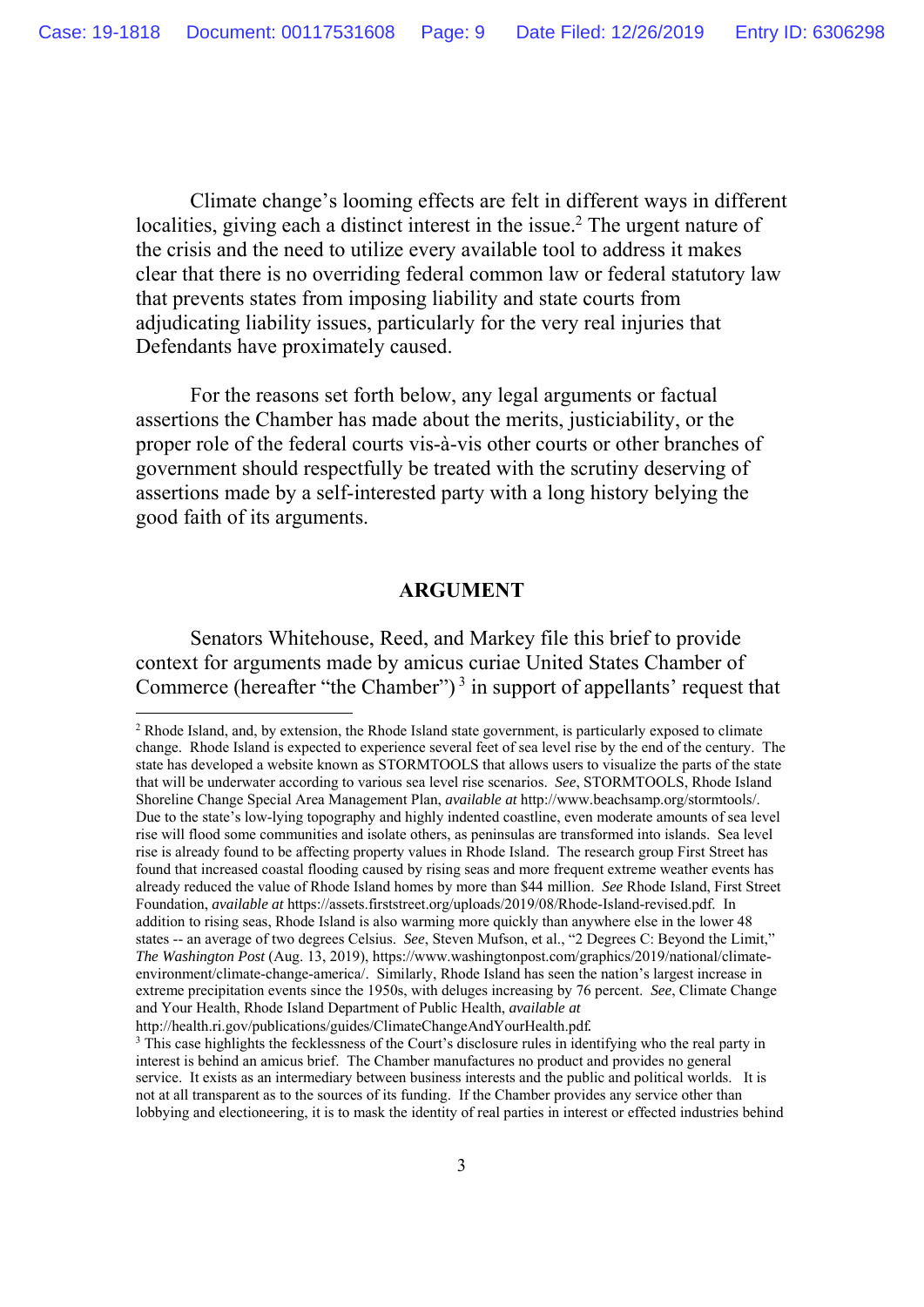Climate change's looming effects are felt in different ways in different localities, giving each a distinct interest in the issue.[2] The urgent nature of the crisis and the need to utilize every available tool to address it makes clear that there is no overriding federal common law or federal statutory law that prevents states from imposing liability and state courts from adjudicating liability issues, particularly for the very real injuries that Defendants have proximately caused.

For the reasons set forth below, any legal arguments or factual assertions the Chamber has made about the merits, justiciability, or the proper role of the federal courts vis-à-vis other courts or other branches of government should respectfully be treated with the scrutiny deserving of assertions made by a self-interested party with a long history belying the good faith of its arguments.

## ARGUMENT

Senators Whitehouse, Reed, and Markey file this brief to provide context for arguments made by amicus curiae United States Chamber of Commerce (hereafter "the Chamber")[3] in support of appellants' request that

---

[2] Rhode Island, and, by extension, the Rhode Island state government, is particularly exposed to climate change. Rhode Island is expected to experience several feet of sea level rise by the end of the century. The state has developed a website known as STORMTOOLS that allows users to visualize the parts of the state that will be underwater according to various sea level rise scenarios. *See*, STORMTOOLS, Rhode Island Shoreline Change Special Area Management Plan, *available at* http://www.beachsamp.org/stormtools/. Due to the state's low-lying topography and highly indented coastline, even moderate amounts of sea level rise will flood some communities and isolate others, as peninsulas are transformed into islands. Sea level rise is already found to be affecting property values in Rhode Island. The research group First Street has found that increased coastal flooding caused by rising seas and more frequent extreme weather events has already reduced the value of Rhode Island homes by more than $44 million. *See* Rhode Island, First Street Foundation, *available at* https://assets.firststreet.org/uploads/2019/08/Rhode-Island-revised.pdf. In addition to rising seas, Rhode Island is also warming more quickly than anywhere else in the lower 48 states -- an average of two degrees Celsius. *See*, Steven Mufson, et al., "2 Degrees C: Beyond the Limit," *The Washington Post* (Aug. 13, 2019), https://www.washingtonpost.com/graphics/2019/national/climate-environment/climate-change-america/. Similarly, Rhode Island has seen the nation's largest increase in extreme precipitation events since the 1950s, with deluges increasing by 76 percent. *See*, Climate Change and Your Health, Rhode Island Department of Public Health, *available at* http://health.ri.gov/publications/guides/ClimateChangeAndYourHealth.pdf.

[3] This case highlights the fecklessness of the Court's disclosure rules in identifying who the real party in interest is behind an amicus brief. The Chamber manufactures no product and provides no general service. It exists as an intermediary between business interests and the public and political worlds. It is not at all transparent as to the sources of its funding. If the Chamber provides any service other than lobbying and electioneering, it is to mask the identity of real parties in interest or effected industries behind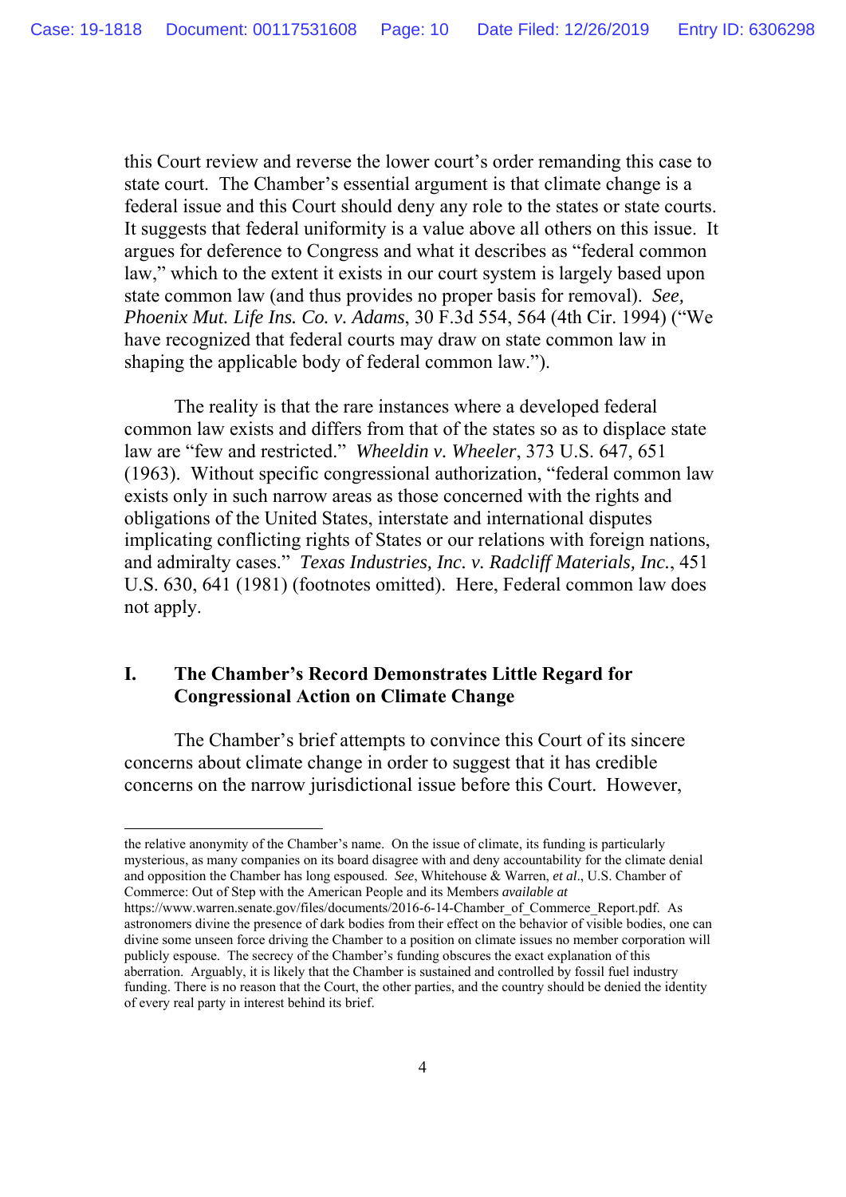this Court review and reverse the lower court's order remanding this case to state court. The Chamber's essential argument is that climate change is a federal issue and this Court should deny any role to the states or state courts. It suggests that federal uniformity is a value above all others on this issue. It argues for deference to Congress and what it describes as "federal common law," which to the extent it exists in our court system is largely based upon state common law (and thus provides no proper basis for removal). *See, Phoenix Mut. Life Ins. Co. v. Adams*, 30 F.3d 554, 564 (4th Cir. 1994) ("We have recognized that federal courts may draw on state common law in shaping the applicable body of federal common law.").

The reality is that the rare instances where a developed federal common law exists and differs from that of the states so as to displace state law are "few and restricted." *Wheeldin v. Wheeler*, 373 U.S. 647, 651 (1963). Without specific congressional authorization, "federal common law exists only in such narrow areas as those concerned with the rights and obligations of the United States, interstate and international disputes implicating conflicting rights of States or our relations with foreign nations, and admiralty cases." *Texas Industries, Inc. v. Radcliff Materials, Inc.*, 451 U.S. 630, 641 (1981) (footnotes omitted). Here, Federal common law does not apply.

## I. The Chamber's Record Demonstrates Little Regard for Congressional Action on Climate Change

The Chamber's brief attempts to convince this Court of its sincere concerns about climate change in order to suggest that it has credible concerns on the narrow jurisdictional issue before this Court. However,

---

the relative anonymity of the Chamber's name. On the issue of climate, its funding is particularly mysterious, as many companies on its board disagree with and deny accountability for the climate denial and opposition the Chamber has long espoused. *See*, Whitehouse & Warren, *et al*., U.S. Chamber of Commerce: Out of Step with the American People and its Members *available at* https://www.warren.senate.gov/files/documents/2016-6-14-Chamber_of_Commerce_Report.pdf. As astronomers divine the presence of dark bodies from their effect on the behavior of visible bodies, one can divine some unseen force driving the Chamber to a position on climate issues no member corporation will publicly espouse. The secrecy of the Chamber's funding obscures the exact explanation of this aberration. Arguably, it is likely that the Chamber is sustained and controlled by fossil fuel industry funding. There is no reason that the Court, the other parties, and the country should be denied the identity of every real party in interest behind its brief.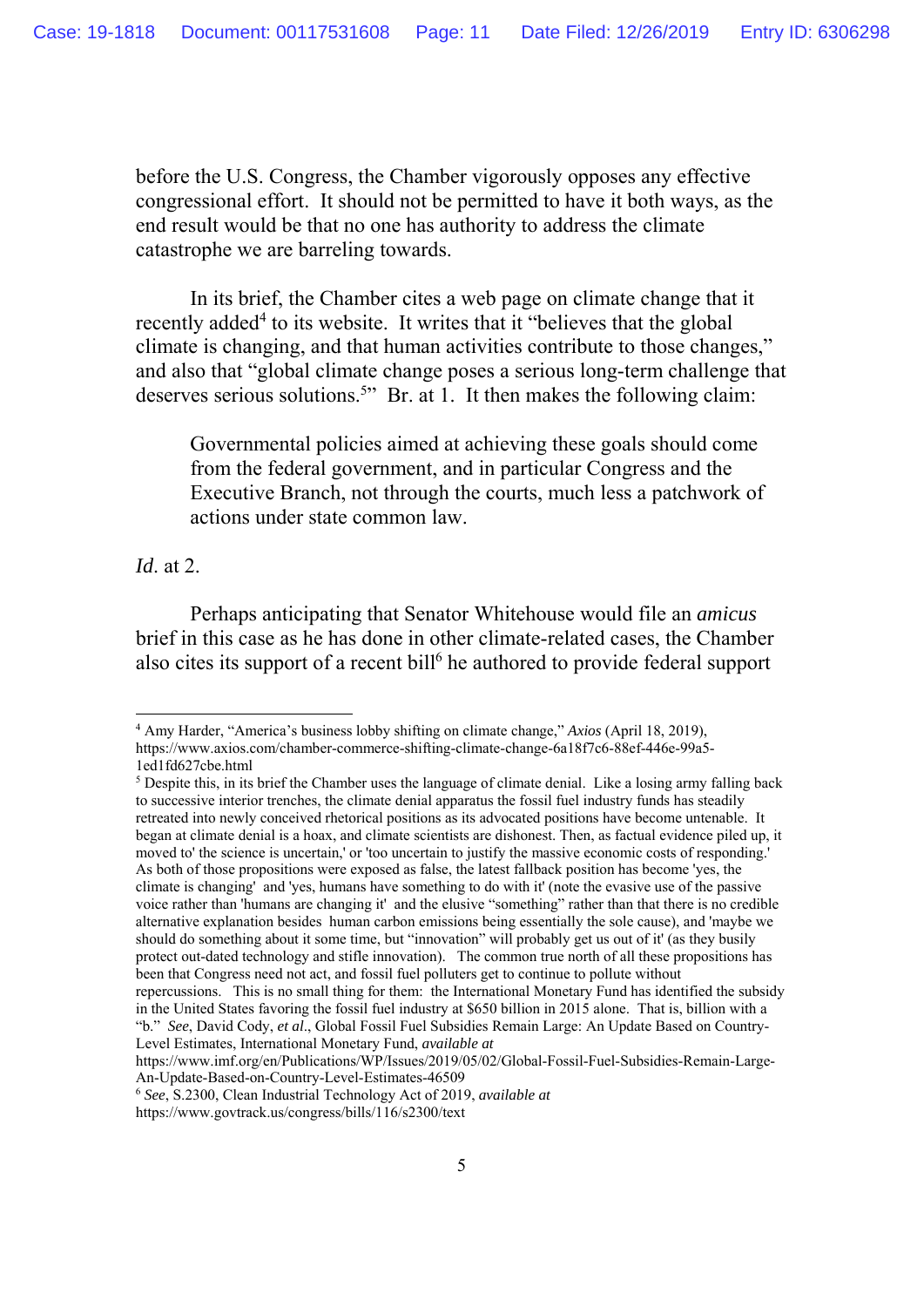before the U.S. Congress, the Chamber vigorously opposes any effective congressional effort. It should not be permitted to have it both ways, as the end result would be that no one has authority to address the climate catastrophe we are barreling towards.

In its brief, the Chamber cites a web page on climate change that it recently added[4] to its website. It writes that it "believes that the global climate is changing, and that human activities contribute to those changes," and also that "global climate change poses a serious long-term challenge that deserves serious solutions.[5]" Br. at 1. It then makes the following claim:

> Governmental policies aimed at achieving these goals should come from the federal government, and in particular Congress and the Executive Branch, not through the courts, much less a patchwork of actions under state common law.

*Id*. at 2.

Perhaps anticipating that Senator Whitehouse would file an *amicus* brief in this case as he has done in other climate-related cases, the Chamber also cites its support of a recent bill[6] he authored to provide federal support

---

[4] Amy Harder, "America's business lobby shifting on climate change," *Axios* (April 18, 2019), https://www.axios.com/chamber-commerce-shifting-climate-change-6a18f7c6-88ef-446e-99a5-1ed1fd627cbe.html

[5] Despite this, in its brief the Chamber uses the language of climate denial. Like a losing army falling back to successive interior trenches, the climate denial apparatus the fossil fuel industry funds has steadily retreated into newly conceived rhetorical positions as its advocated positions have become untenable. It began at climate denial is a hoax, and climate scientists are dishonest. Then, as factual evidence piled up, it moved to' the science is uncertain,' or 'too uncertain to justify the massive economic costs of responding.' As both of those propositions were exposed as false, the latest fallback position has become 'yes, the climate is changing' and 'yes, humans have something to do with it' (note the evasive use of the passive voice rather than 'humans are changing it' and the elusive "something" rather than that there is no credible alternative explanation besides human carbon emissions being essentially the sole cause), and 'maybe we should do something about it some time, but "innovation" will probably get us out of it' (as they busily protect out-dated technology and stifle innovation). The common true north of all these propositions has been that Congress need not act, and fossil fuel polluters get to continue to pollute without repercussions. This is no small thing for them: the International Monetary Fund has identified the subsidy in the United States favoring the fossil fuel industry at $650 billion in 2015 alone. That is, billion with a "b." *See*, David Cody, *et al*., Global Fossil Fuel Subsidies Remain Large: An Update Based on Country-Level Estimates, International Monetary Fund, *available at* https://www.imf.org/en/Publications/WP/Issues/2019/05/02/Global-Fossil-Fuel-Subsidies-Remain-Large-An-Update-Based-on-Country-Level-Estimates-46509

[6] *See*, S.2300, Clean Industrial Technology Act of 2019, *available at* https://www.govtrack.us/congress/bills/116/s2300/text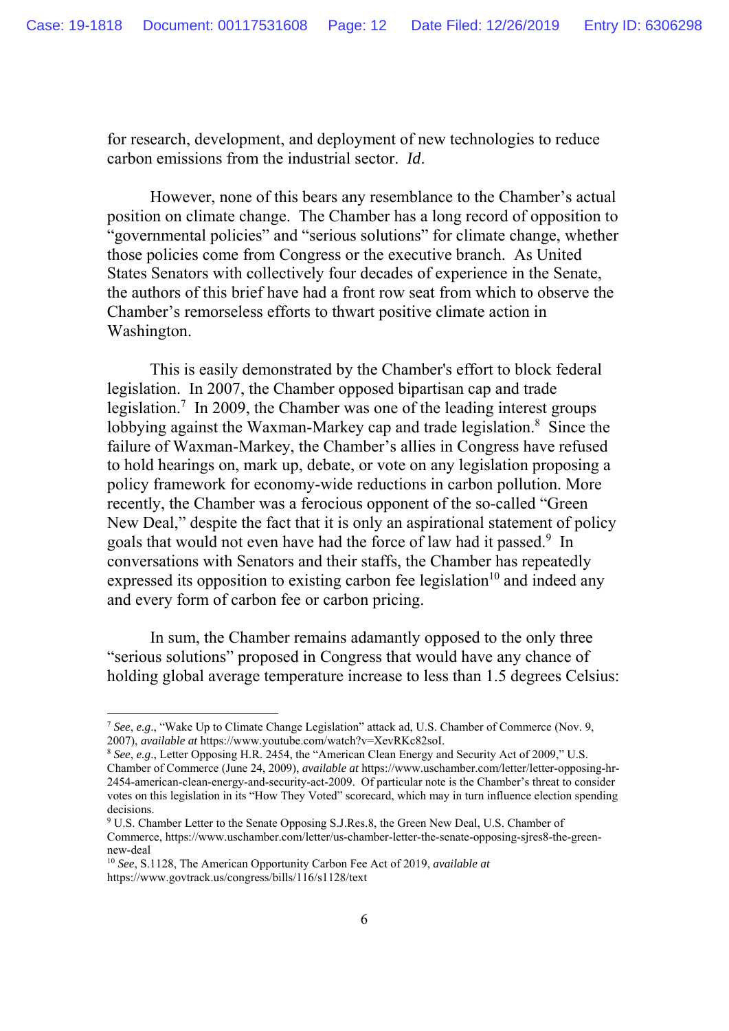for research, development, and deployment of new technologies to reduce carbon emissions from the industrial sector. *Id*.

However, none of this bears any resemblance to the Chamber's actual position on climate change. The Chamber has a long record of opposition to "governmental policies" and "serious solutions" for climate change, whether those policies come from Congress or the executive branch. As United States Senators with collectively four decades of experience in the Senate, the authors of this brief have had a front row seat from which to observe the Chamber's remorseless efforts to thwart positive climate action in Washington.

This is easily demonstrated by the Chamber's effort to block federal legislation. In 2007, the Chamber opposed bipartisan cap and trade legislation.[7] In 2009, the Chamber was one of the leading interest groups lobbying against the Waxman-Markey cap and trade legislation.[8] Since the failure of Waxman-Markey, the Chamber's allies in Congress have refused to hold hearings on, mark up, debate, or vote on any legislation proposing a policy framework for economy-wide reductions in carbon pollution. More recently, the Chamber was a ferocious opponent of the so-called "Green New Deal," despite the fact that it is only an aspirational statement of policy goals that would not even have had the force of law had it passed.[9] In conversations with Senators and their staffs, the Chamber has repeatedly expressed its opposition to existing carbon fee legislation[10] and indeed any and every form of carbon fee or carbon pricing.

In sum, the Chamber remains adamantly opposed to the only three "serious solutions" proposed in Congress that would have any chance of holding global average temperature increase to less than 1.5 degrees Celsius:

---

[7] *See*, *e.g*., "Wake Up to Climate Change Legislation" attack ad, U.S. Chamber of Commerce (Nov. 9, 2007), *available at* https://www.youtube.com/watch?v=XevRKc82soI.

[8] *See*, *e.g*., Letter Opposing H.R. 2454, the "American Clean Energy and Security Act of 2009," U.S. Chamber of Commerce (June 24, 2009), *available at* https://www.uschamber.com/letter/letter-opposing-hr-2454-american-clean-energy-and-security-act-2009. Of particular note is the Chamber's threat to consider votes on this legislation in its "How They Voted" scorecard, which may in turn influence election spending decisions.

[9] U.S. Chamber Letter to the Senate Opposing S.J.Res.8, the Green New Deal, U.S. Chamber of Commerce, https://www.uschamber.com/letter/us-chamber-letter-the-senate-opposing-sjres8-the-green-new-deal

[10] *See*, S.1128, The American Opportunity Carbon Fee Act of 2019, *available at* https://www.govtrack.us/congress/bills/116/s1128/text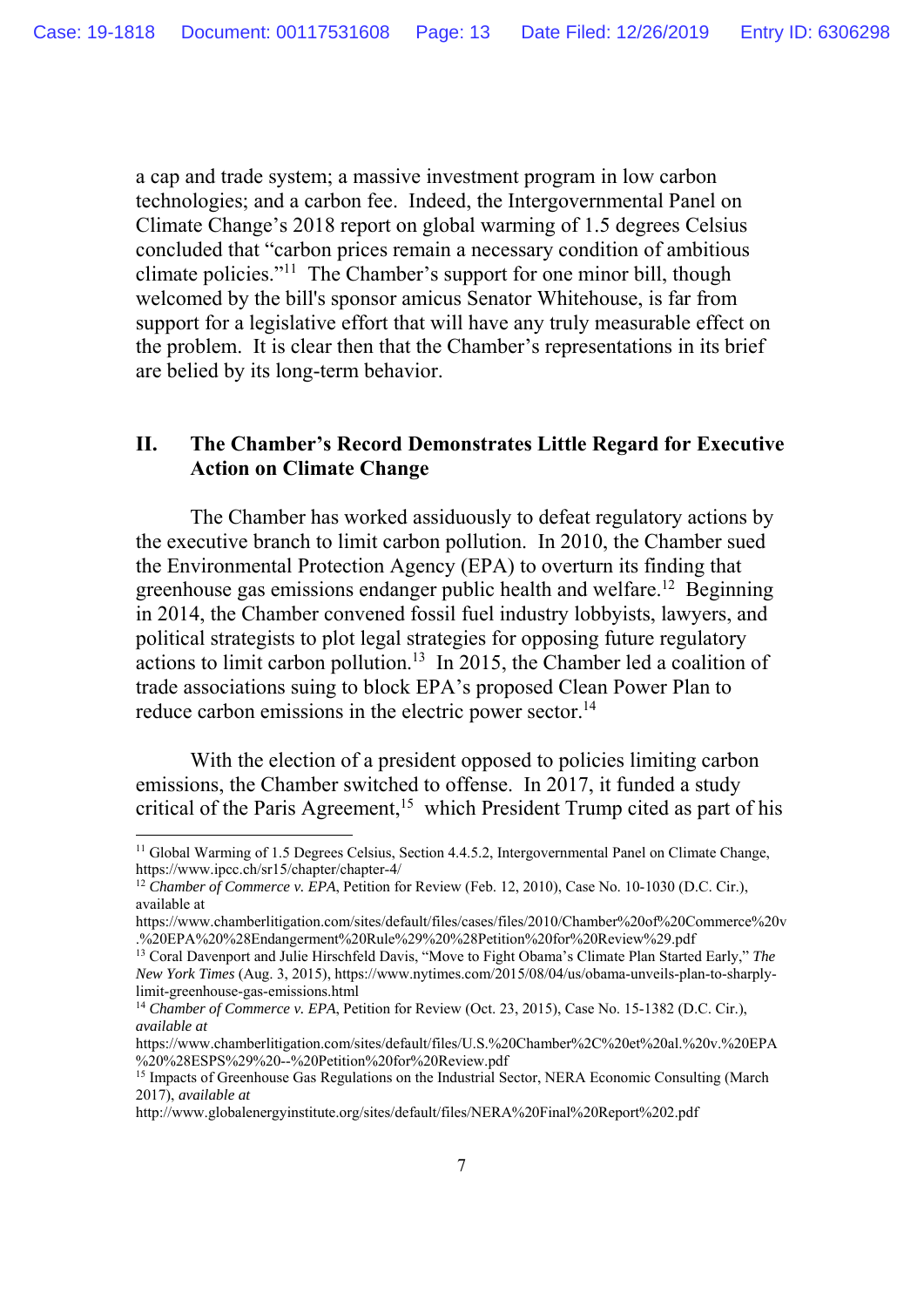a cap and trade system; a massive investment program in low carbon technologies; and a carbon fee. Indeed, the Intergovernmental Panel on Climate Change's 2018 report on global warming of 1.5 degrees Celsius concluded that "carbon prices remain a necessary condition of ambitious climate policies."[11] The Chamber's support for one minor bill, though welcomed by the bill's sponsor amicus Senator Whitehouse, is far from support for a legislative effort that will have any truly measurable effect on the problem. It is clear then that the Chamber's representations in its brief are belied by its long-term behavior.

## II. The Chamber's Record Demonstrates Little Regard for Executive Action on Climate Change

The Chamber has worked assiduously to defeat regulatory actions by the executive branch to limit carbon pollution. In 2010, the Chamber sued the Environmental Protection Agency (EPA) to overturn its finding that greenhouse gas emissions endanger public health and welfare.[12] Beginning in 2014, the Chamber convened fossil fuel industry lobbyists, lawyers, and political strategists to plot legal strategies for opposing future regulatory actions to limit carbon pollution.[13] In 2015, the Chamber led a coalition of trade associations suing to block EPA's proposed Clean Power Plan to reduce carbon emissions in the electric power sector.[14]

With the election of a president opposed to policies limiting carbon emissions, the Chamber switched to offense. In 2017, it funded a study critical of the Paris Agreement,[15] which President Trump cited as part of his

---

[11] Global Warming of 1.5 Degrees Celsius, Section 4.4.5.2, Intergovernmental Panel on Climate Change, https://www.ipcc.ch/sr15/chapter/chapter-4/

[12] *Chamber of Commerce v. EPA*, Petition for Review (Feb. 12, 2010), Case No. 10-1030 (D.C. Cir.), available at https://www.chamberlitigation.com/sites/default/files/cases/files/2010/Chamber%20of%20Commerce%20v.%20EPA%20%28Endangerment%20Rule%29%20%28Petition%20for%20Review%29.pdf

[13] Coral Davenport and Julie Hirschfeld Davis, "Move to Fight Obama's Climate Plan Started Early," *The New York Times* (Aug. 3, 2015), https://www.nytimes.com/2015/08/04/us/obama-unveils-plan-to-sharply-limit-greenhouse-gas-emissions.html

[14] *Chamber of Commerce v. EPA*, Petition for Review (Oct. 23, 2015), Case No. 15-1382 (D.C. Cir.), *available at* https://www.chamberlitigation.com/sites/default/files/U.S.%20Chamber%2C%20et%20al.%20v.%20EPA%20%28ESPS%29%20--%20Petition%20for%20Review.pdf

[15] Impacts of Greenhouse Gas Regulations on the Industrial Sector, NERA Economic Consulting (March 2017), *available at* http://www.globalenergyinstitute.org/sites/default/files/NERA%20Final%20Report%202.pdf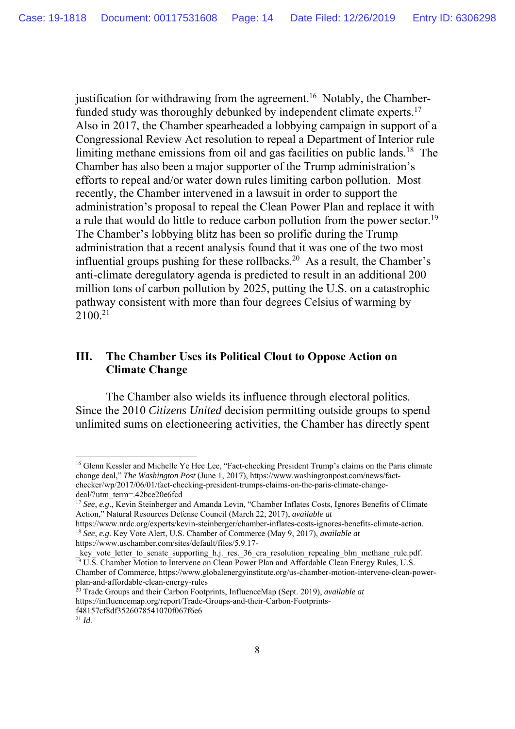justification for withdrawing from the agreement.[16] Notably, the Chamber-funded study was thoroughly debunked by independent climate experts.[17] Also in 2017, the Chamber spearheaded a lobbying campaign in support of a Congressional Review Act resolution to repeal a Department of Interior rule limiting methane emissions from oil and gas facilities on public lands.[18] The Chamber has also been a major supporter of the Trump administration's efforts to repeal and/or water down rules limiting carbon pollution. Most recently, the Chamber intervened in a lawsuit in order to support the administration's proposal to repeal the Clean Power Plan and replace it with a rule that would do little to reduce carbon pollution from the power sector.[19] The Chamber's lobbying blitz has been so prolific during the Trump administration that a recent analysis found that it was one of the two most influential groups pushing for these rollbacks.[20] As a result, the Chamber's anti-climate deregulatory agenda is predicted to result in an additional 200 million tons of carbon pollution by 2025, putting the U.S. on a catastrophic pathway consistent with more than four degrees Celsius of warming by 2100.[21]

## III. The Chamber Uses its Political Clout to Oppose Action on Climate Change

The Chamber also wields its influence through electoral politics. Since the 2010 *Citizens United* decision permitting outside groups to spend unlimited sums on electioneering activities, the Chamber has directly spent

---

[16] Glenn Kessler and Michelle Ye Hee Lee, "Fact-checking President Trump's claims on the Paris climate change deal," *The Washington Post* (June 1, 2017), https://www.washingtonpost.com/news/fact-checker/wp/2017/06/01/fact-checking-president-trumps-claims-on-the-paris-climate-change-deal/?utm_term=.42bce20e6fcd

[17] *See*, *e.g*., Kevin Steinberger and Amanda Levin, "Chamber Inflates Costs, Ignores Benefits of Climate Action," Natural Resources Defense Council (March 22, 2017), *available at* https://www.nrdc.org/experts/kevin-steinberger/chamber-inflates-costs-ignores-benefits-climate-action.

[18] *See*, *e.g*. Key Vote Alert, U.S. Chamber of Commerce (May 9, 2017), *available at* https://www.uschamber.com/sites/default/files/5.9.17-_key_vote_letter_to_senate_supporting_h.j._res._36_cra_resolution_repealing_blm_methane_rule.pdf.

[19] U.S. Chamber Motion to Intervene on Clean Power Plan and Affordable Clean Energy Rules, U.S. Chamber of Commerce, https://www.globalenergyinstitute.org/us-chamber-motion-intervene-clean-power-plan-and-affordable-clean-energy-rules

[20] Trade Groups and their Carbon Footprints, InfluenceMap (Sept. 2019), *available at* https://influencemap.org/report/Trade-Groups-and-their-Carbon-Footprints-f48157cf8df3526078541070f067f6e6

[21] *Id.*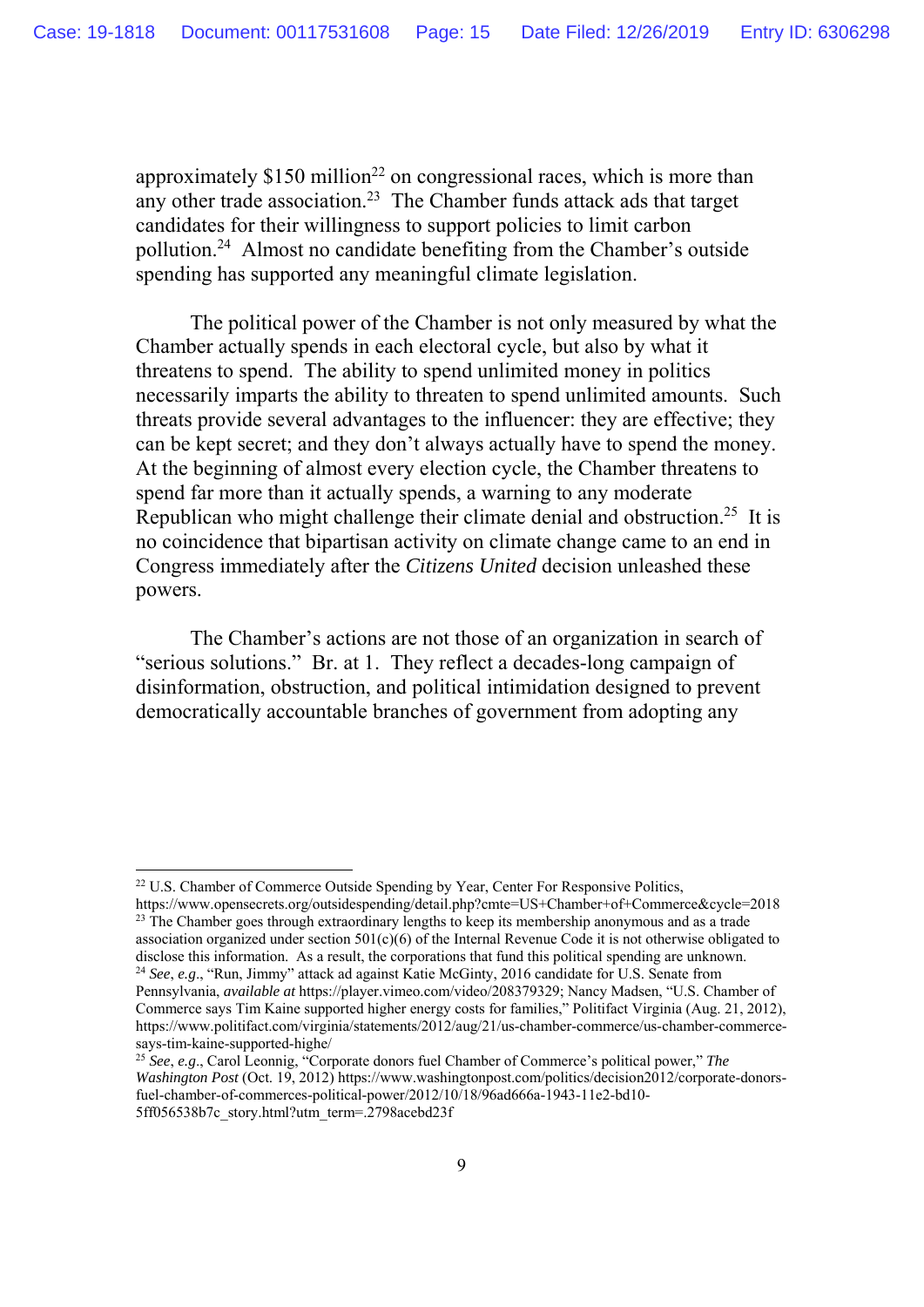approximately $150 million[22] on congressional races, which is more than any other trade association.[23] The Chamber funds attack ads that target candidates for their willingness to support policies to limit carbon pollution.[24] Almost no candidate benefiting from the Chamber's outside spending has supported any meaningful climate legislation.

The political power of the Chamber is not only measured by what the Chamber actually spends in each electoral cycle, but also by what it threatens to spend. The ability to spend unlimited money in politics necessarily imparts the ability to threaten to spend unlimited amounts. Such threats provide several advantages to the influencer: they are effective; they can be kept secret; and they don't always actually have to spend the money. At the beginning of almost every election cycle, the Chamber threatens to spend far more than it actually spends, a warning to any moderate Republican who might challenge their climate denial and obstruction.[25] It is no coincidence that bipartisan activity on climate change came to an end in Congress immediately after the *Citizens United* decision unleashed these powers.

The Chamber's actions are not those of an organization in search of "serious solutions." Br. at 1. They reflect a decades-long campaign of disinformation, obstruction, and political intimidation designed to prevent democratically accountable branches of government from adopting any

---

[22] U.S. Chamber of Commerce Outside Spending by Year, Center For Responsive Politics, https://www.opensecrets.org/outsidespending/detail.php?cmte=US+Chamber+of+Commerce&cycle=2018

[23] The Chamber goes through extraordinary lengths to keep its membership anonymous and as a trade association organized under section 501(c)(6) of the Internal Revenue Code it is not otherwise obligated to disclose this information. As a result, the corporations that fund this political spending are unknown.

[24] *See*, *e.g*., "Run, Jimmy" attack ad against Katie McGinty, 2016 candidate for U.S. Senate from Pennsylvania, *available at* https://player.vimeo.com/video/208379329; Nancy Madsen, "U.S. Chamber of Commerce says Tim Kaine supported higher energy costs for families," Politifact Virginia (Aug. 21, 2012), https://www.politifact.com/virginia/statements/2012/aug/21/us-chamber-commerce/us-chamber-commerce-says-tim-kaine-supported-highe/

[25] *See*, *e.g*., Carol Leonnig, "Corporate donors fuel Chamber of Commerce's political power," *The Washington Post* (Oct. 19, 2012) https://www.washingtonpost.com/politics/decision2012/corporate-donors-fuel-chamber-of-commerces-political-power/2012/10/18/96ad666a-1943-11e2-bd10-5ff056538b7c_story.html?utm_term=.2798acebd23f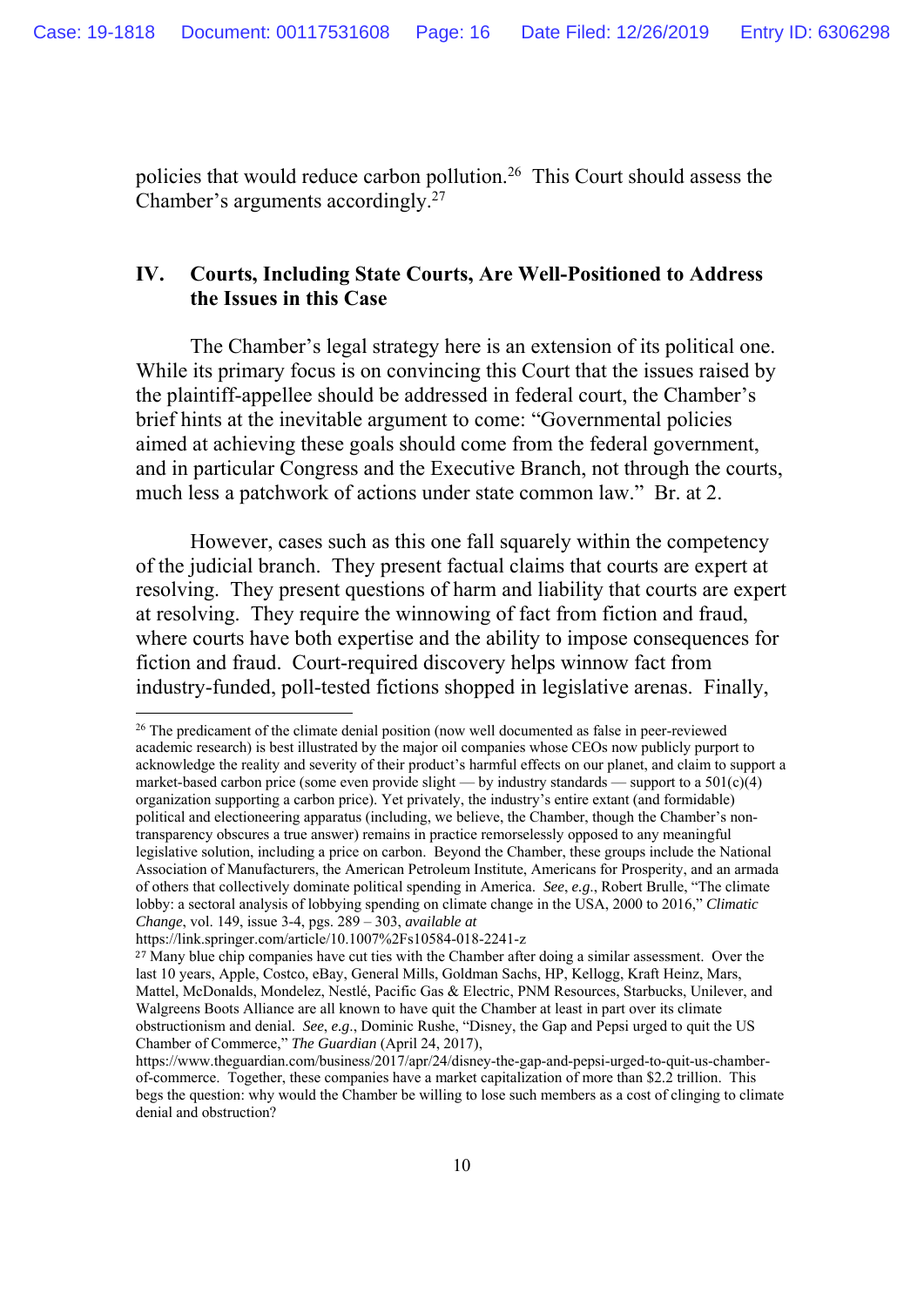policies that would reduce carbon pollution.[26] This Court should assess the Chamber's arguments accordingly.[27]

## IV. Courts, Including State Courts, Are Well-Positioned to Address the Issues in this Case

The Chamber's legal strategy here is an extension of its political one. While its primary focus is on convincing this Court that the issues raised by the plaintiff-appellee should be addressed in federal court, the Chamber's brief hints at the inevitable argument to come: "Governmental policies aimed at achieving these goals should come from the federal government, and in particular Congress and the Executive Branch, not through the courts, much less a patchwork of actions under state common law." Br. at 2.

However, cases such as this one fall squarely within the competency of the judicial branch. They present factual claims that courts are expert at resolving. They present questions of harm and liability that courts are expert at resolving. They require the winnowing of fact from fiction and fraud, where courts have both expertise and the ability to impose consequences for fiction and fraud. Court-required discovery helps winnow fact from industry-funded, poll-tested fictions shopped in legislative arenas. Finally,

---

[26] The predicament of the climate denial position (now well documented as false in peer-reviewed academic research) is best illustrated by the major oil companies whose CEOs now publicly purport to acknowledge the reality and severity of their product's harmful effects on our planet, and claim to support a market-based carbon price (some even provide slight — by industry standards — support to a 501(c)(4) organization supporting a carbon price). Yet privately, the industry's entire extant (and formidable) political and electioneering apparatus (including, we believe, the Chamber, though the Chamber's non-transparency obscures a true answer) remains in practice remorselessly opposed to any meaningful legislative solution, including a price on carbon. Beyond the Chamber, these groups include the National Association of Manufacturers, the American Petroleum Institute, Americans for Prosperity, and an armada of others that collectively dominate political spending in America. *See*, *e.g*., Robert Brulle, "The climate lobby: a sectoral analysis of lobbying spending on climate change in the USA, 2000 to 2016," *Climatic Change*, vol. 149, issue 3-4, pgs. 289 – 303, *available at* https://link.springer.com/article/10.1007%2Fs10584-018-2241-z

[27] Many blue chip companies have cut ties with the Chamber after doing a similar assessment. Over the last 10 years, Apple, Costco, eBay, General Mills, Goldman Sachs, HP, Kellogg, Kraft Heinz, Mars, Mattel, McDonalds, Mondelez, Nestlé, Pacific Gas & Electric, PNM Resources, Starbucks, Unilever, and Walgreens Boots Alliance are all known to have quit the Chamber at least in part over its climate obstructionism and denial. *See*, *e.g*., Dominic Rushe, "Disney, the Gap and Pepsi urged to quit the US Chamber of Commerce," *The Guardian* (April 24, 2017), https://www.theguardian.com/business/2017/apr/24/disney-the-gap-and-pepsi-urged-to-quit-us-chamber-of-commerce. Together, these companies have a market capitalization of more than $2.2 trillion. This begs the question: why would the Chamber be willing to lose such members as a cost of clinging to climate denial and obstruction?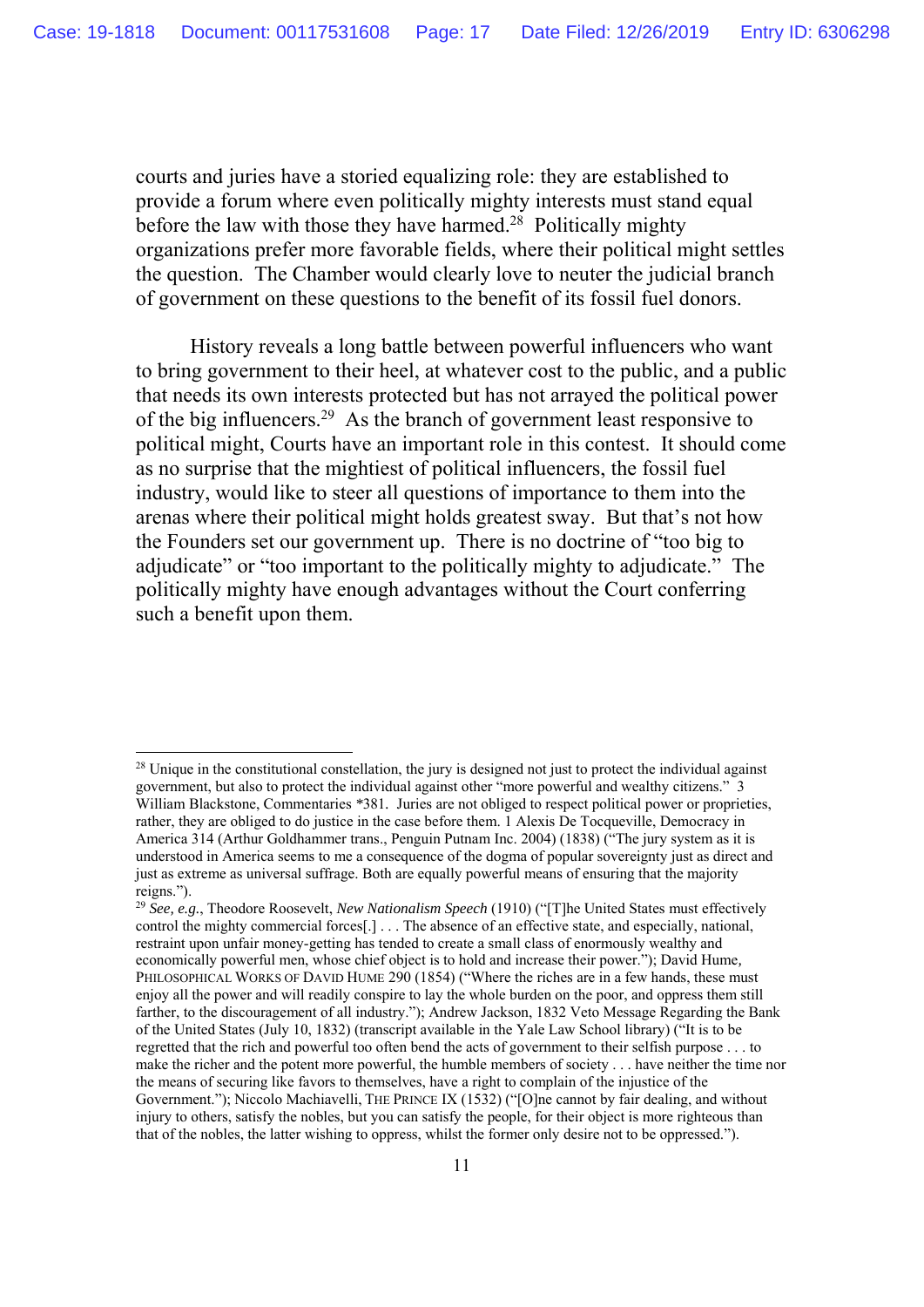courts and juries have a storied equalizing role: they are established to provide a forum where even politically mighty interests must stand equal before the law with those they have harmed.[28] Politically mighty organizations prefer more favorable fields, where their political might settles the question. The Chamber would clearly love to neuter the judicial branch of government on these questions to the benefit of its fossil fuel donors.

History reveals a long battle between powerful influencers who want to bring government to their heel, at whatever cost to the public, and a public that needs its own interests protected but has not arrayed the political power of the big influencers.[29] As the branch of government least responsive to political might, Courts have an important role in this contest. It should come as no surprise that the mightiest of political influencers, the fossil fuel industry, would like to steer all questions of importance to them into the arenas where their political might holds greatest sway. But that's not how the Founders set our government up. There is no doctrine of "too big to adjudicate" or "too important to the politically mighty to adjudicate." The politically mighty have enough advantages without the Court conferring such a benefit upon them.

---

[28] Unique in the constitutional constellation, the jury is designed not just to protect the individual against government, but also to protect the individual against other "more powerful and wealthy citizens." 3 William Blackstone, Commentaries *381. Juries are not obliged to respect political power or proprieties, rather, they are obliged to do justice in the case before them. 1 Alexis De Tocqueville, Democracy in America 314 (Arthur Goldhammer trans., Penguin Putnam Inc. 2004) (1838) ("The jury system as it is understood in America seems to me a consequence of the dogma of popular sovereignty just as direct and just as extreme as universal suffrage. Both are equally powerful means of ensuring that the majority reigns.").

[29] *See, e.g.*, Theodore Roosevelt, *New Nationalism Speech* (1910) ("[T]he United States must effectively control the mighty commercial forces[.] . . . The absence of an effective state, and especially, national, restraint upon unfair money-getting has tended to create a small class of enormously wealthy and economically powerful men, whose chief object is to hold and increase their power."); David Hume, PHILOSOPHICAL WORKS OF DAVID HUME 290 (1854) ("Where the riches are in a few hands, these must enjoy all the power and will readily conspire to lay the whole burden on the poor, and oppress them still farther, to the discouragement of all industry."); Andrew Jackson, 1832 Veto Message Regarding the Bank of the United States (July 10, 1832) (transcript available in the Yale Law School library) ("It is to be regretted that the rich and powerful too often bend the acts of government to their selfish purpose . . . to make the richer and the potent more powerful, the humble members of society . . . have neither the time nor the means of securing like favors to themselves, have a right to complain of the injustice of the Government."); Niccolo Machiavelli, THE PRINCE IX (1532) ("[O]ne cannot by fair dealing, and without injury to others, satisfy the nobles, but you can satisfy the people, for their object is more righteous than that of the nobles, the latter wishing to oppress, whilst the former only desire not to be oppressed.").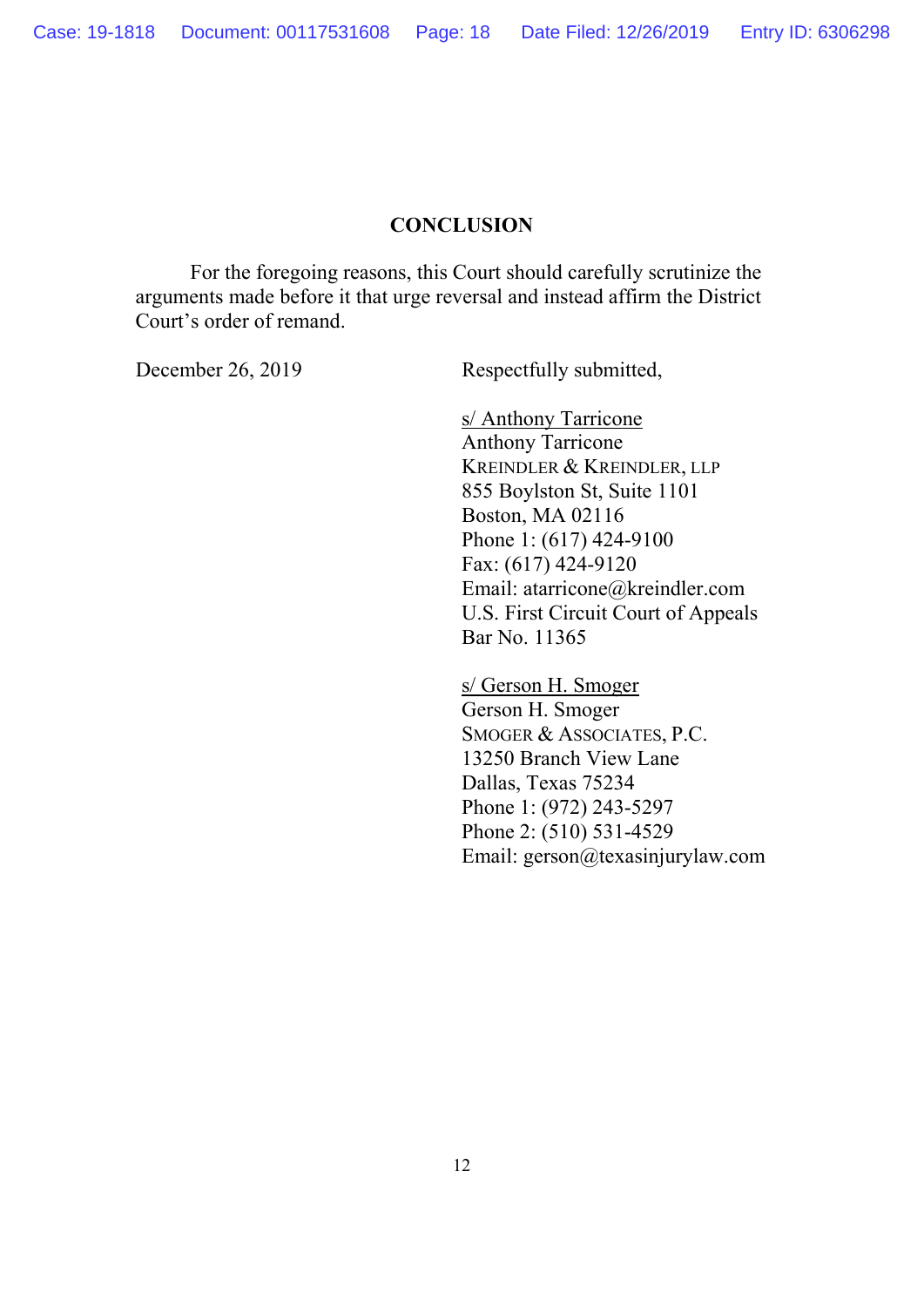## CONCLUSION

For the foregoing reasons, this Court should carefully scrutinize the arguments made before it that urge reversal and instead affirm the District Court's order of remand.

December 26, 2019

Respectfully submitted,

s/ Anthony Tarricone
Anthony Tarricone
KREINDLER & KREINDLER, LLP
855 Boylston St, Suite 1101
Boston, MA 02116
Phone 1: (617) 424-9100
Fax: (617) 424-9120
Email: atarricone@kreindler.com
U.S. First Circuit Court of Appeals
Bar No. 11365

s/ Gerson H. Smoger
Gerson H. Smoger
SMOGER & ASSOCIATES, P.C.
13250 Branch View Lane
Dallas, Texas 75234
Phone 1: (972) 243-5297
Phone 2: (510) 531-4529
Email: gerson@texasinjurylaw.com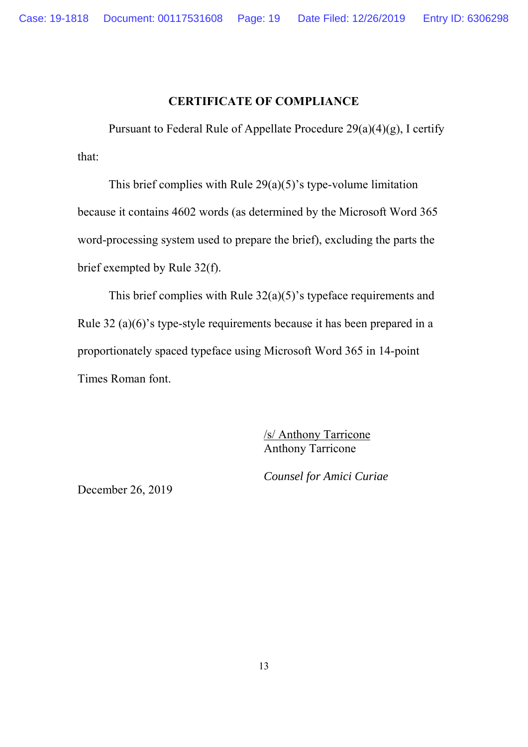# CERTIFICATE OF COMPLIANCE

Pursuant to Federal Rule of Appellate Procedure 29(a)(4)(g), I certify that:

This brief complies with Rule 29(a)(5)'s type-volume limitation because it contains 4602 words (as determined by the Microsoft Word 365 word-processing system used to prepare the brief), excluding the parts the brief exempted by Rule 32(f).

This brief complies with Rule 32(a)(5)'s typeface requirements and Rule 32 (a)(6)'s type-style requirements because it has been prepared in a proportionately spaced typeface using Microsoft Word 365 in 14-point Times Roman font.

/s/ Anthony Tarricone
Anthony Tarricone

*Counsel for Amici Curiae*

December 26, 2019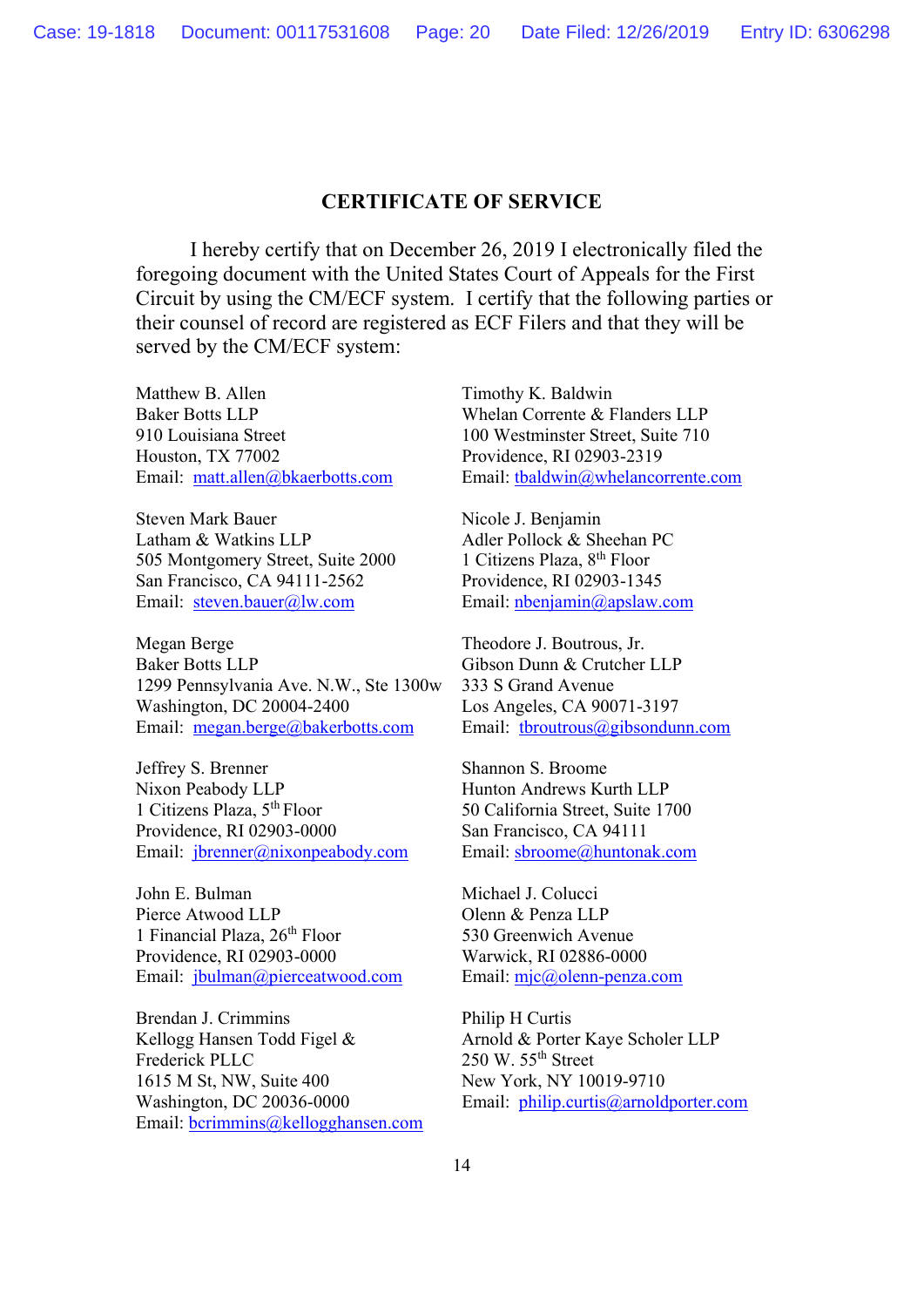## CERTIFICATE OF SERVICE

I hereby certify that on December 26, 2019 I electronically filed the foregoing document with the United States Court of Appeals for the First Circuit by using the CM/ECF system. I certify that the following parties or their counsel of record are registered as ECF Filers and that they will be served by the CM/ECF system:

Matthew B. Allen
Baker Botts LLP
910 Louisiana Street
Houston, TX 77002
Email: matt.allen@bkaerbotts.com

Timothy K. Baldwin
Whelan Corrente & Flanders LLP
100 Westminster Street, Suite 710
Providence, RI 02903-2319
Email: tbaldwin@whelancorrente.com

Steven Mark Bauer
Latham & Watkins LLP
505 Montgomery Street, Suite 2000
San Francisco, CA 94111-2562
Email: steven.bauer@lw.com

Nicole J. Benjamin
Adler Pollock & Sheehan PC
1 Citizens Plaza, 8th Floor
Providence, RI 02903-1345
Email: nbenjamin@apslaw.com

Megan Berge
Baker Botts LLP
1299 Pennsylvania Ave. N.W., Ste 1300w
Washington, DC 20004-2400
Email: megan.berge@bakerbotts.com

Theodore J. Boutrous, Jr.
Gibson Dunn & Crutcher LLP
333 S Grand Avenue
Los Angeles, CA 90071-3197
Email: tbroutrous@gibsondunn.com

Jeffrey S. Brenner
Nixon Peabody LLP
1 Citizens Plaza, 5th Floor
Providence, RI 02903-0000
Email: jbrenner@nixonpeabody.com

Shannon S. Broome
Hunton Andrews Kurth LLP
50 California Street, Suite 1700
San Francisco, CA 94111
Email: sbroome@huntonak.com

John E. Bulman
Pierce Atwood LLP
1 Financial Plaza, 26th Floor
Providence, RI 02903-0000
Email: jbulman@pierceatwood.com

Michael J. Colucci
Olenn & Penza LLP
530 Greenwich Avenue
Warwick, RI 02886-0000
Email: mjc@olenn-penza.com

Brendan J. Crimmins
Kellogg Hansen Todd Figel &
Frederick PLLC
1615 M St, NW, Suite 400
Washington, DC 20036-0000
Email: bcrimmins@kellogghansen.com

Philip H Curtis
Arnold & Porter Kaye Scholer LLP
250 W. 55th Street
New York, NY 10019-9710
Email: philip.curtis@arnoldporter.com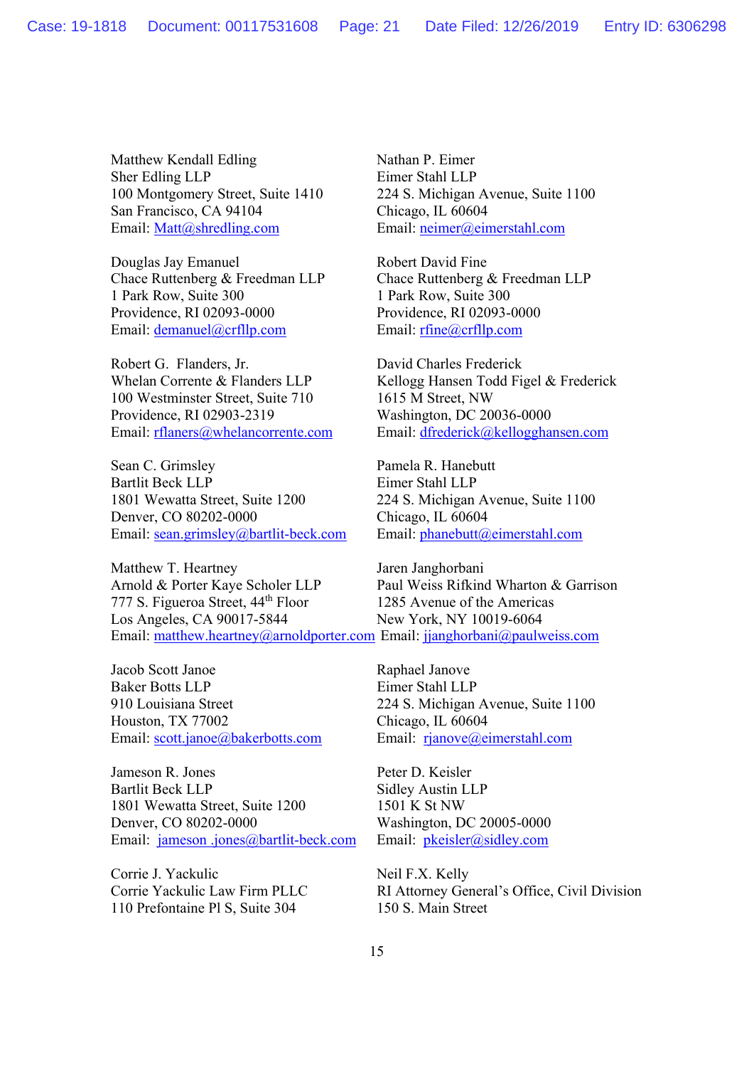Matthew Kendall Edling
Sher Edling LLP
100 Montgomery Street, Suite 1410
San Francisco, CA 94104
Email: Matt@shredling.com

Nathan P. Eimer
Eimer Stahl LLP
224 S. Michigan Avenue, Suite 1100
Chicago, IL 60604
Email: neimer@eimerstahl.com

Douglas Jay Emanuel
Chace Ruttenberg & Freedman LLP
1 Park Row, Suite 300
Providence, RI 02093-0000
Email: demanuel@crfllp.com

Robert David Fine
Chace Ruttenberg & Freedman LLP
1 Park Row, Suite 300
Providence, RI 02093-0000
Email: rfine@crfllp.com

Robert G. Flanders, Jr.
Whelan Corrente & Flanders LLP
100 Westminster Street, Suite 710
Providence, RI 02903-2319
Email: rflaners@whelancorrente.com

David Charles Frederick
Kellogg Hansen Todd Figel & Frederick
1615 M Street, NW
Washington, DC 20036-0000
Email: dfrederick@kellogghansen.com

Sean C. Grimsley
Bartlit Beck LLP
1801 Wewatta Street, Suite 1200
Denver, CO 80202-0000
Email: sean.grimsley@bartlit-beck.com

Pamela R. Hanebutt
Eimer Stahl LLP
224 S. Michigan Avenue, Suite 1100
Chicago, IL 60604
Email: phanebutt@eimerstahl.com

Matthew T. Heartney
Arnold & Porter Kaye Scholer LLP
777 S. Figueroa Street, 44th Floor
Los Angeles, CA 90017-5844
Email: matthew.heartney@arnoldporter.com

Jaren Janghorbani
Paul Weiss Rifkind Wharton & Garrison
1285 Avenue of the Americas
New York, NY 10019-6064
Email: jjanghorbani@paulweiss.com

Jacob Scott Janoe
Baker Botts LLP
910 Louisiana Street
Houston, TX 77002
Email: scott.janoe@bakerbotts.com

Raphael Janove
Eimer Stahl LLP
224 S. Michigan Avenue, Suite 1100
Chicago, IL 60604
Email: rjanove@eimerstahl.com

Jameson R. Jones
Bartlit Beck LLP
1801 Wewatta Street, Suite 1200
Denver, CO 80202-0000
Email: jameson .jones@bartlit-beck.com

Peter D. Keisler
Sidley Austin LLP
1501 K St NW
Washington, DC 20005-0000
Email: pkeisler@sidley.com

Corrie J. Yackulic
Corrie Yackulic Law Firm PLLC
110 Prefontaine Pl S, Suite 304

Neil F.X. Kelly
RI Attorney General's Office, Civil Division
150 S. Main Street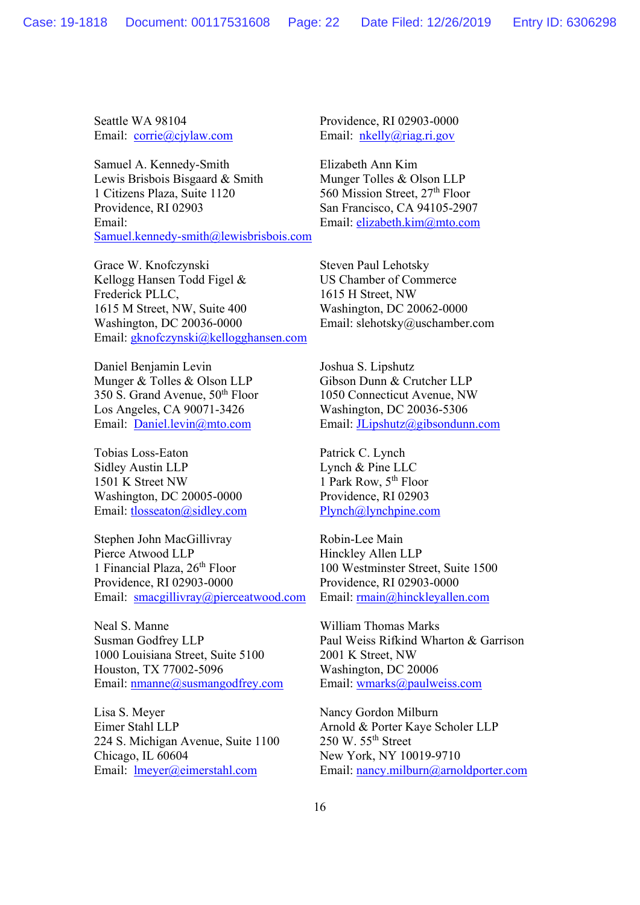Seattle WA 98104
Email: corrie@cjylaw.com

Samuel A. Kennedy-Smith
Lewis Brisbois Bisgaard & Smith
1 Citizens Plaza, Suite 1120
Providence, RI 02903
Email:
Samuel.kennedy-smith@lewisbrisbois.com

Grace W. Knofczynski
Kellogg Hansen Todd Figel &
Frederick PLLC,
1615 M Street, NW, Suite 400
Washington, DC 20036-0000
Email: gknofczynski@kellogghansen.com

Daniel Benjamin Levin
Munger & Tolles & Olson LLP
350 S. Grand Avenue, 50th Floor
Los Angeles, CA 90071-3426
Email: Daniel.levin@mto.com

Tobias Loss-Eaton
Sidley Austin LLP
1501 K Street NW
Washington, DC 20005-0000
Email: tlosseaton@sidley.com

Stephen John MacGillivray
Pierce Atwood LLP
1 Financial Plaza, 26th Floor
Providence, RI 02903-0000
Email: smacgillivray@pierceatwood.com

Neal S. Manne
Susman Godfrey LLP
1000 Louisiana Street, Suite 5100
Houston, TX 77002-5096
Email: nmanne@susmangodfrey.com

Lisa S. Meyer
Eimer Stahl LLP
224 S. Michigan Avenue, Suite 1100
Chicago, IL 60604
Email: lmeyer@eimerstahl.com

Providence, RI 02903-0000
Email: nkelly@riag.ri.gov

Elizabeth Ann Kim
Munger Tolles & Olson LLP
560 Mission Street, 27th Floor
San Francisco, CA 94105-2907
Email: elizabeth.kim@mto.com

Steven Paul Lehotsky
US Chamber of Commerce
1615 H Street, NW
Washington, DC 20062-0000
Email: slehotsky@uschamber.com

Joshua S. Lipshutz
Gibson Dunn & Crutcher LLP
1050 Connecticut Avenue, NW
Washington, DC 20036-5306
Email: JLipshutz@gibsondunn.com

Patrick C. Lynch
Lynch & Pine LLC
1 Park Row, 5th Floor
Providence, RI 02903
Plynch@lynchpine.com

Robin-Lee Main
Hinckley Allen LLP
100 Westminster Street, Suite 1500
Providence, RI 02903-0000
Email: rmain@hinckleyallen.com

William Thomas Marks
Paul Weiss Rifkind Wharton & Garrison
2001 K Street, NW
Washington, DC 20006
Email: wmarks@paulweiss.com

Nancy Gordon Milburn
Arnold & Porter Kaye Scholer LLP
250 W. 55th Street
New York, NY 10019-9710
Email: nancy.milburn@arnoldporter.com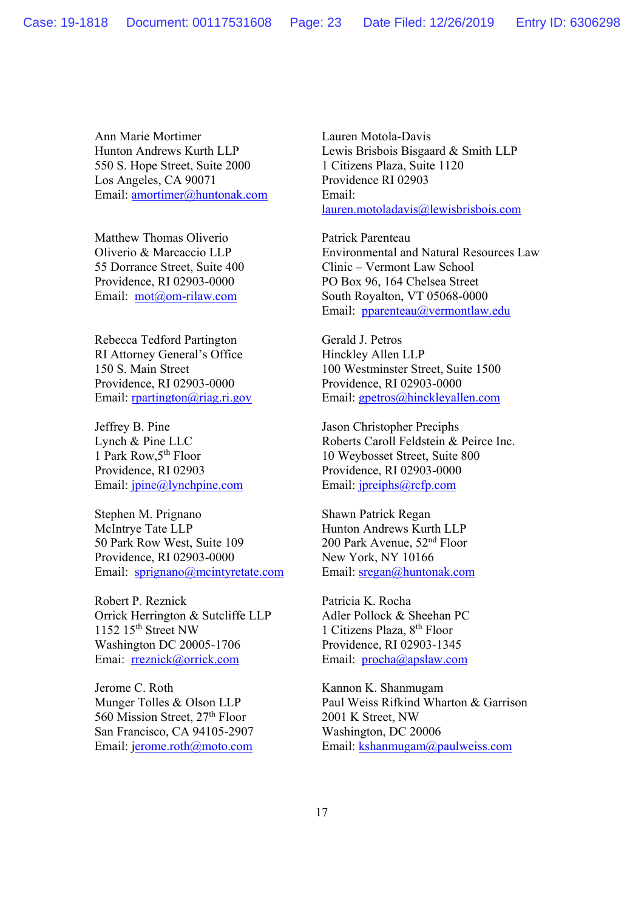Ann Marie Mortimer
Hunton Andrews Kurth LLP
550 S. Hope Street, Suite 2000
Los Angeles, CA 90071
Email: amortimer@huntonak.com

Lauren Motola-Davis
Lewis Brisbois Bisgaard & Smith LLP
1 Citizens Plaza, Suite 1120
Providence RI 02903
Email:
lauren.motoladavis@lewisbrisbois.com

Matthew Thomas Oliverio
Oliverio & Marcaccio LLP
55 Dorrance Street, Suite 400
Providence, RI 02903-0000
Email: mot@om-rilaw.com

Patrick Parenteau
Environmental and Natural Resources Law Clinic – Vermont Law School
PO Box 96, 164 Chelsea Street
South Royalton, VT 05068-0000
Email: pparenteau@vermontlaw.edu

Rebecca Tedford Partington
RI Attorney General's Office
150 S. Main Street
Providence, RI 02903-0000
Email: rpartington@riag.ri.gov

Gerald J. Petros
Hinckley Allen LLP
100 Westminster Street, Suite 1500
Providence, RI 02903-0000
Email: gpetros@hinckleyallen.com

Jeffrey B. Pine
Lynch & Pine LLC
1 Park Row, 5th Floor
Providence, RI 02903
Email: jpine@lynchpine.com

Jason Christopher Preciphs
Roberts Caroll Feldstein & Peirce Inc.
10 Weybosset Street, Suite 800
Providence, RI 02903-0000
Email: jpreiphs@rcfp.com

Stephen M. Prignano
McIntrye Tate LLP
50 Park Row West, Suite 109
Providence, RI 02903-0000
Email: sprignano@mcintyretate.com

Shawn Patrick Regan
Hunton Andrews Kurth LLP
200 Park Avenue, 52nd Floor
New York, NY 10166
Email: sregan@huntonak.com

Robert P. Reznick
Orrick Herrington & Sutcliffe LLP
1152 15th Street NW
Washington DC 20005-1706
Emai: rreznick@orrick.com

Patricia K. Rocha
Adler Pollock & Sheehan PC
1 Citizens Plaza, 8th Floor
Providence, RI 02903-1345
Email: procha@apslaw.com

Jerome C. Roth
Munger Tolles & Olson LLP
560 Mission Street, 27th Floor
San Francisco, CA 94105-2907
Email: jerome.roth@moto.com

Kannon K. Shanmugam
Paul Weiss Rifkind Wharton & Garrison
2001 K Street, NW
Washington, DC 20006
Email: kshanmugam@paulweiss.com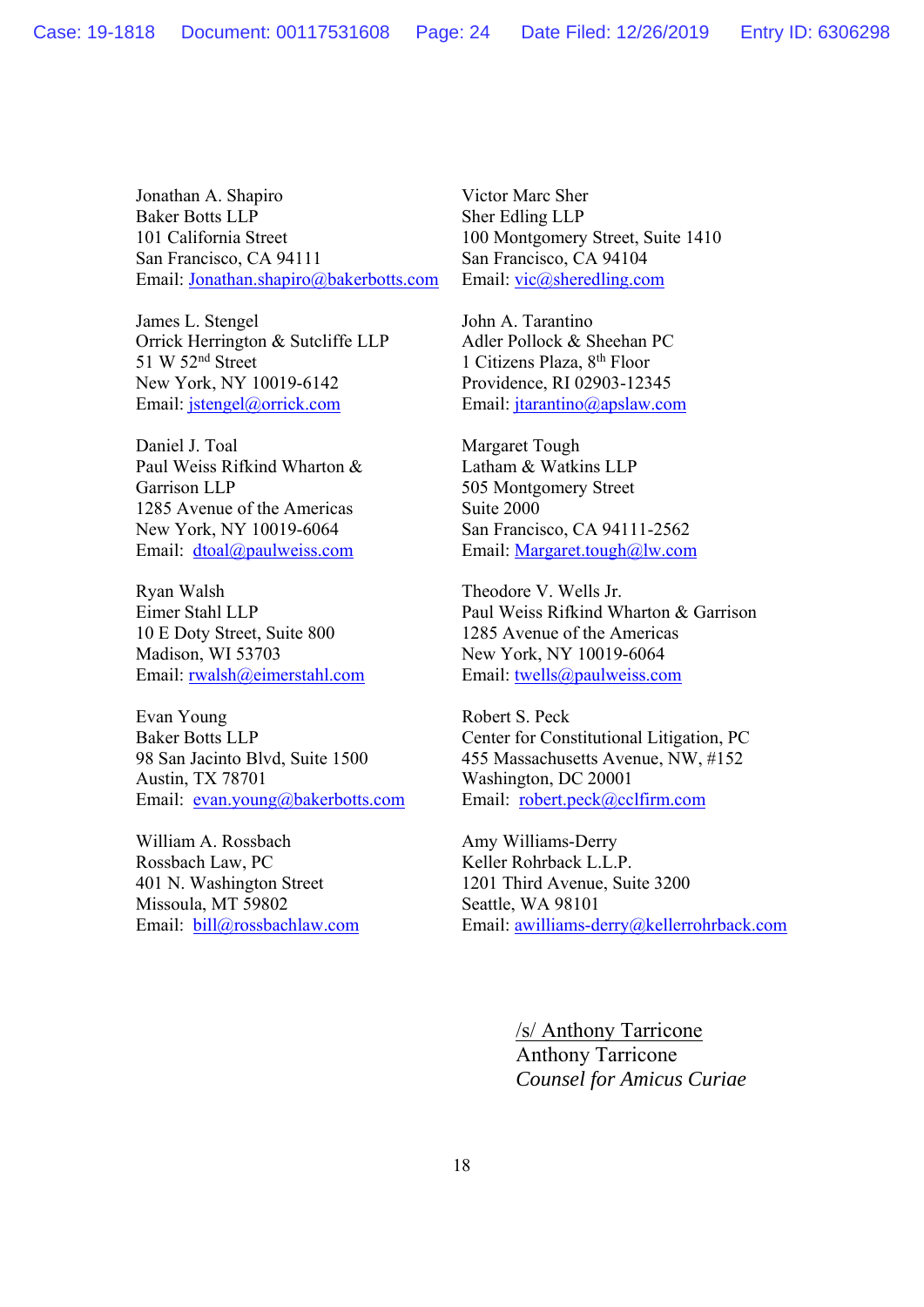Jonathan A. Shapiro
Baker Botts LLP
101 California Street
San Francisco, CA 94111
Email: Jonathan.shapiro@bakerbotts.com

James L. Stengel
Orrick Herrington & Sutcliffe LLP
51 W 52nd Street
New York, NY 10019-6142
Email: jstengel@orrick.com

Daniel J. Toal
Paul Weiss Rifkind Wharton & Garrison LLP
1285 Avenue of the Americas
New York, NY 10019-6064
Email: dtoal@paulweiss.com

Ryan Walsh
Eimer Stahl LLP
10 E Doty Street, Suite 800
Madison, WI 53703
Email: rwalsh@eimerstahl.com

Evan Young
Baker Botts LLP
98 San Jacinto Blvd, Suite 1500
Austin, TX 78701
Email: evan.young@bakerbotts.com

William A. Rossbach
Rossbach Law, PC
401 N. Washington Street
Missoula, MT 59802
Email: bill@rossbachlaw.com

Victor Marc Sher
Sher Edling LLP
100 Montgomery Street, Suite 1410
San Francisco, CA 94104
Email: vic@sheredling.com

John A. Tarantino
Adler Pollock & Sheehan PC
1 Citizens Plaza, 8th Floor
Providence, RI 02903-12345
Email: jtarantino@apslaw.com

Margaret Tough
Latham & Watkins LLP
505 Montgomery Street
Suite 2000
San Francisco, CA 94111-2562
Email: Margaret.tough@lw.com

Theodore V. Wells Jr.
Paul Weiss Rifkind Wharton & Garrison
1285 Avenue of the Americas
New York, NY 10019-6064
Email: twells@paulweiss.com

Robert S. Peck
Center for Constitutional Litigation, PC
455 Massachusetts Avenue, NW, #152
Washington, DC 20001
Email: robert.peck@cclfirm.com

Amy Williams-Derry
Keller Rohrback L.L.P.
1201 Third Avenue, Suite 3200
Seattle, WA 98101
Email: awilliams-derry@kellerrohrback.com

/s/ Anthony Tarricone
Anthony Tarricone
*Counsel for Amicus Curiae*